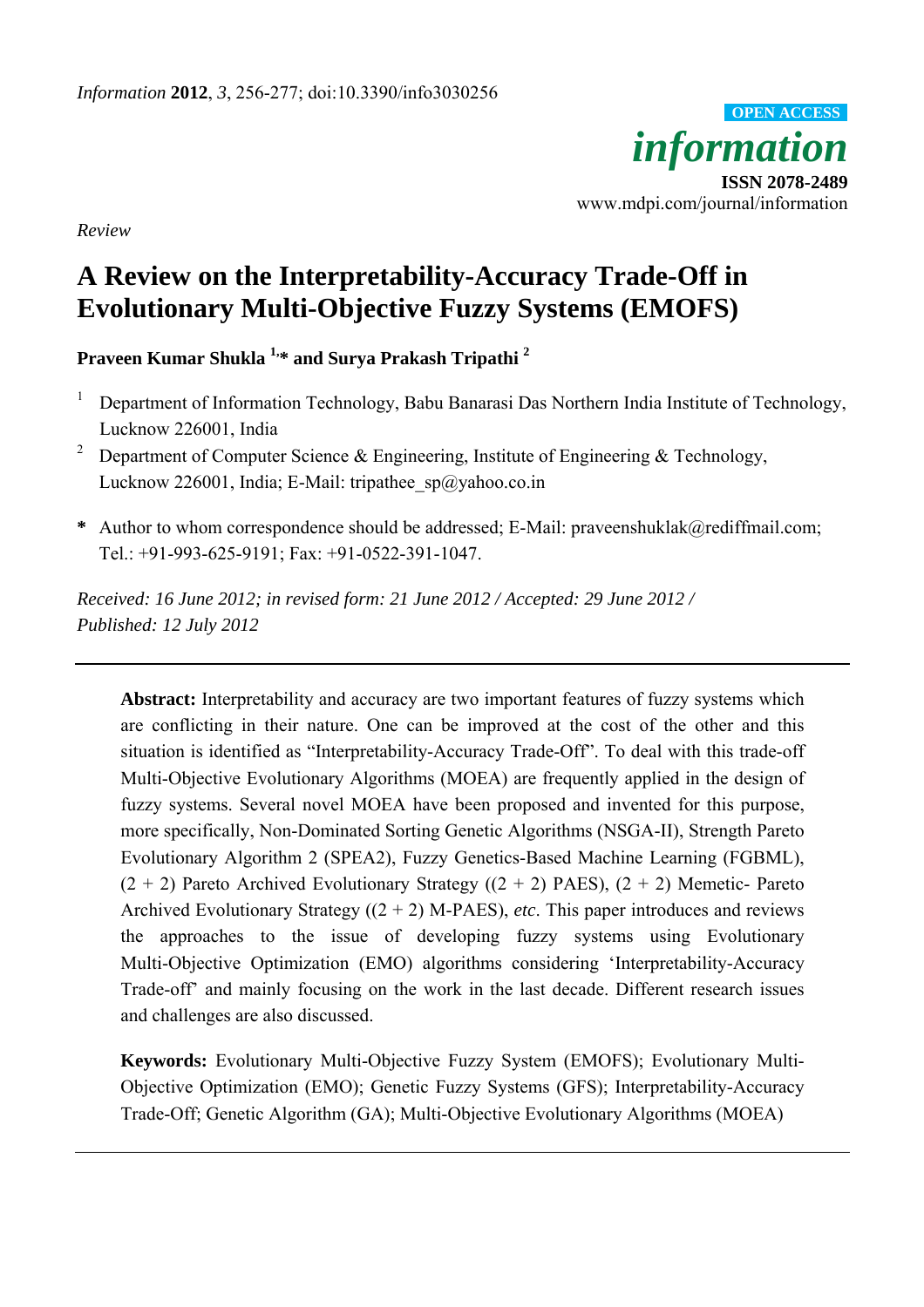*Review*

# A Review on the Interpretability-Accuracy Trade-Off in Evolutionary Multi-Objective Fuzzy Systems (EMOFS)

**Praveen Kumar Shukla [1,]* and Surya Prakash Tripathi [2]**

[1] Department of Information Technology, Babu Banarasi Das Northern India Institute of Technology, Lucknow 226001, India

[2] Department of Computer Science & Engineering, Institute of Engineering & Technology, Lucknow 226001, India; E-Mail: tripathee_sp@yahoo.co.in

**\*** Author to whom correspondence should be addressed; E-Mail: praveenshuklak@rediffmail.com; Tel.: +91-993-625-9191; Fax: +91-0522-391-1047.

*Received: 16 June 2012; in revised form: 21 June 2012 / Accepted: 29 June 2012 / Published: 12 July 2012*

---

**Abstract:** Interpretability and accuracy are two important features of fuzzy systems which are conflicting in their nature. One can be improved at the cost of the other and this situation is identified as "Interpretability-Accuracy Trade-Off". To deal with this trade-off Multi-Objective Evolutionary Algorithms (MOEA) are frequently applied in the design of fuzzy systems. Several novel MOEA have been proposed and invented for this purpose, more specifically, Non-Dominated Sorting Genetic Algorithms (NSGA-II), Strength Pareto Evolutionary Algorithm 2 (SPEA2), Fuzzy Genetics-Based Machine Learning (FGBML), (2 + 2) Pareto Archived Evolutionary Strategy ((2 + 2) PAES), (2 + 2) Memetic- Pareto Archived Evolutionary Strategy ((2 + 2) M-PAES), *etc*. This paper introduces and reviews the approaches to the issue of developing fuzzy systems using Evolutionary Multi-Objective Optimization (EMO) algorithms considering 'Interpretability-Accuracy Trade-off' and mainly focusing on the work in the last decade. Different research issues and challenges are also discussed.

**Keywords:** Evolutionary Multi-Objective Fuzzy System (EMOFS); Evolutionary Multi-Objective Optimization (EMO); Genetic Fuzzy Systems (GFS); Interpretability-Accuracy Trade-Off; Genetic Algorithm (GA); Multi-Objective Evolutionary Algorithms (MOEA)

---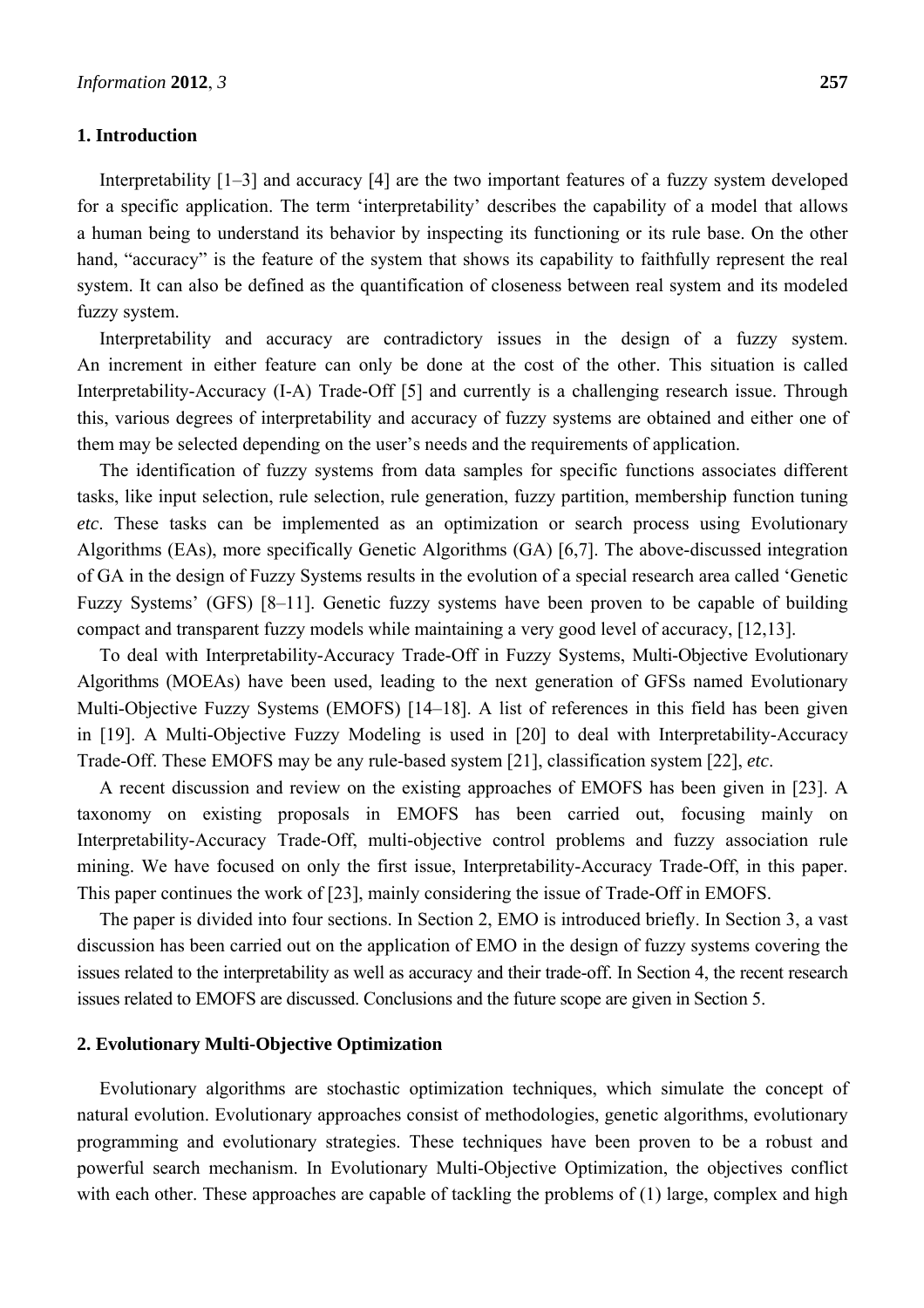## 1. Introduction

Interpretability [1–3] and accuracy [4] are the two important features of a fuzzy system developed for a specific application. The term 'interpretability' describes the capability of a model that allows a human being to understand its behavior by inspecting its functioning or its rule base. On the other hand, "accuracy" is the feature of the system that shows its capability to faithfully represent the real system. It can also be defined as the quantification of closeness between real system and its modeled fuzzy system.

Interpretability and accuracy are contradictory issues in the design of a fuzzy system. An increment in either feature can only be done at the cost of the other. This situation is called Interpretability-Accuracy (I-A) Trade-Off [5] and currently is a challenging research issue. Through this, various degrees of interpretability and accuracy of fuzzy systems are obtained and either one of them may be selected depending on the user's needs and the requirements of application.

The identification of fuzzy systems from data samples for specific functions associates different tasks, like input selection, rule selection, rule generation, fuzzy partition, membership function tuning *etc*. These tasks can be implemented as an optimization or search process using Evolutionary Algorithms (EAs), more specifically Genetic Algorithms (GA) [6,7]. The above-discussed integration of GA in the design of Fuzzy Systems results in the evolution of a special research area called 'Genetic Fuzzy Systems' (GFS) [8–11]. Genetic fuzzy systems have been proven to be capable of building compact and transparent fuzzy models while maintaining a very good level of accuracy, [12,13].

To deal with Interpretability-Accuracy Trade-Off in Fuzzy Systems, Multi-Objective Evolutionary Algorithms (MOEAs) have been used, leading to the next generation of GFSs named Evolutionary Multi-Objective Fuzzy Systems (EMOFS) [14–18]. A list of references in this field has been given in [19]. A Multi-Objective Fuzzy Modeling is used in [20] to deal with Interpretability-Accuracy Trade-Off. These EMOFS may be any rule-based system [21], classification system [22], *etc*.

A recent discussion and review on the existing approaches of EMOFS has been given in [23]. A taxonomy on existing proposals in EMOFS has been carried out, focusing mainly on Interpretability-Accuracy Trade-Off, multi-objective control problems and fuzzy association rule mining. We have focused on only the first issue, Interpretability-Accuracy Trade-Off, in this paper. This paper continues the work of [23], mainly considering the issue of Trade-Off in EMOFS.

The paper is divided into four sections. In Section 2, EMO is introduced briefly. In Section 3, a vast discussion has been carried out on the application of EMO in the design of fuzzy systems covering the issues related to the interpretability as well as accuracy and their trade-off. In Section 4, the recent research issues related to EMOFS are discussed. Conclusions and the future scope are given in Section 5.

## 2. Evolutionary Multi-Objective Optimization

Evolutionary algorithms are stochastic optimization techniques, which simulate the concept of natural evolution. Evolutionary approaches consist of methodologies, genetic algorithms, evolutionary programming and evolutionary strategies. These techniques have been proven to be a robust and powerful search mechanism. In Evolutionary Multi-Objective Optimization, the objectives conflict with each other. These approaches are capable of tackling the problems of (1) large, complex and high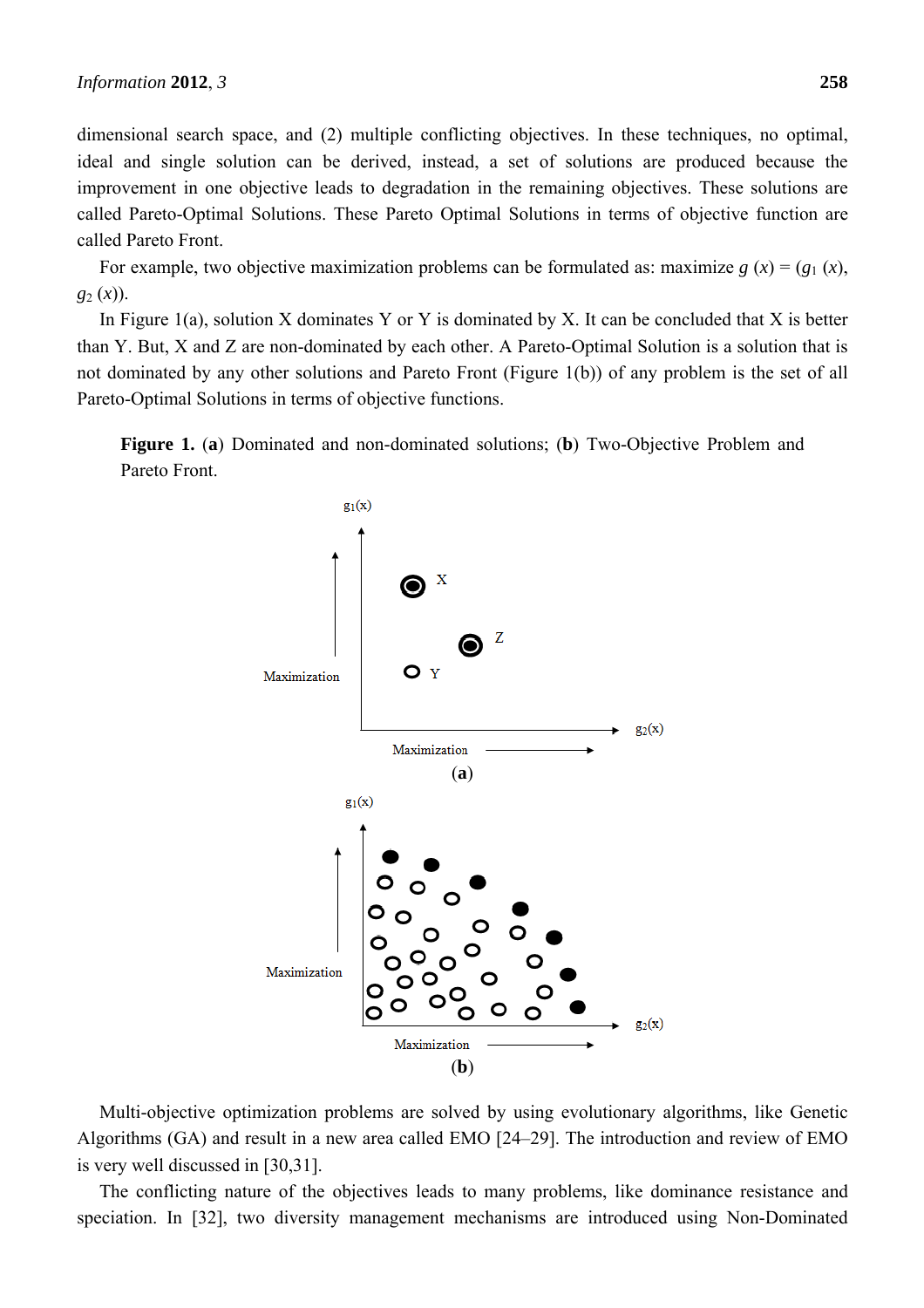dimensional search space, and (2) multiple conflicting objectives. In these techniques, no optimal, ideal and single solution can be derived, instead, a set of solutions are produced because the improvement in one objective leads to degradation in the remaining objectives. These solutions are called Pareto-Optimal Solutions. These Pareto Optimal Solutions in terms of objective function are called Pareto Front.

For example, two objective maximization problems can be formulated as: maximize $g(x) = (g_1(x), g_2(x))$.

In Figure 1(a), solution X dominates Y or Y is dominated by X. It can be concluded that X is better than Y. But, X and Z are non-dominated by each other. A Pareto-Optimal Solution is a solution that is not dominated by any other solutions and Pareto Front (Figure 1(b)) of any problem is the set of all Pareto-Optimal Solutions in terms of objective functions.

**Figure 1.** (**a**) Dominated and non-dominated solutions; (**b**) Two-Objective Problem and Pareto Front.

Multi-objective optimization problems are solved by using evolutionary algorithms, like Genetic Algorithms (GA) and result in a new area called EMO [24–29]. The introduction and review of EMO is very well discussed in [30,31].

The conflicting nature of the objectives leads to many problems, like dominance resistance and speciation. In [32], two diversity management mechanisms are introduced using Non-Dominated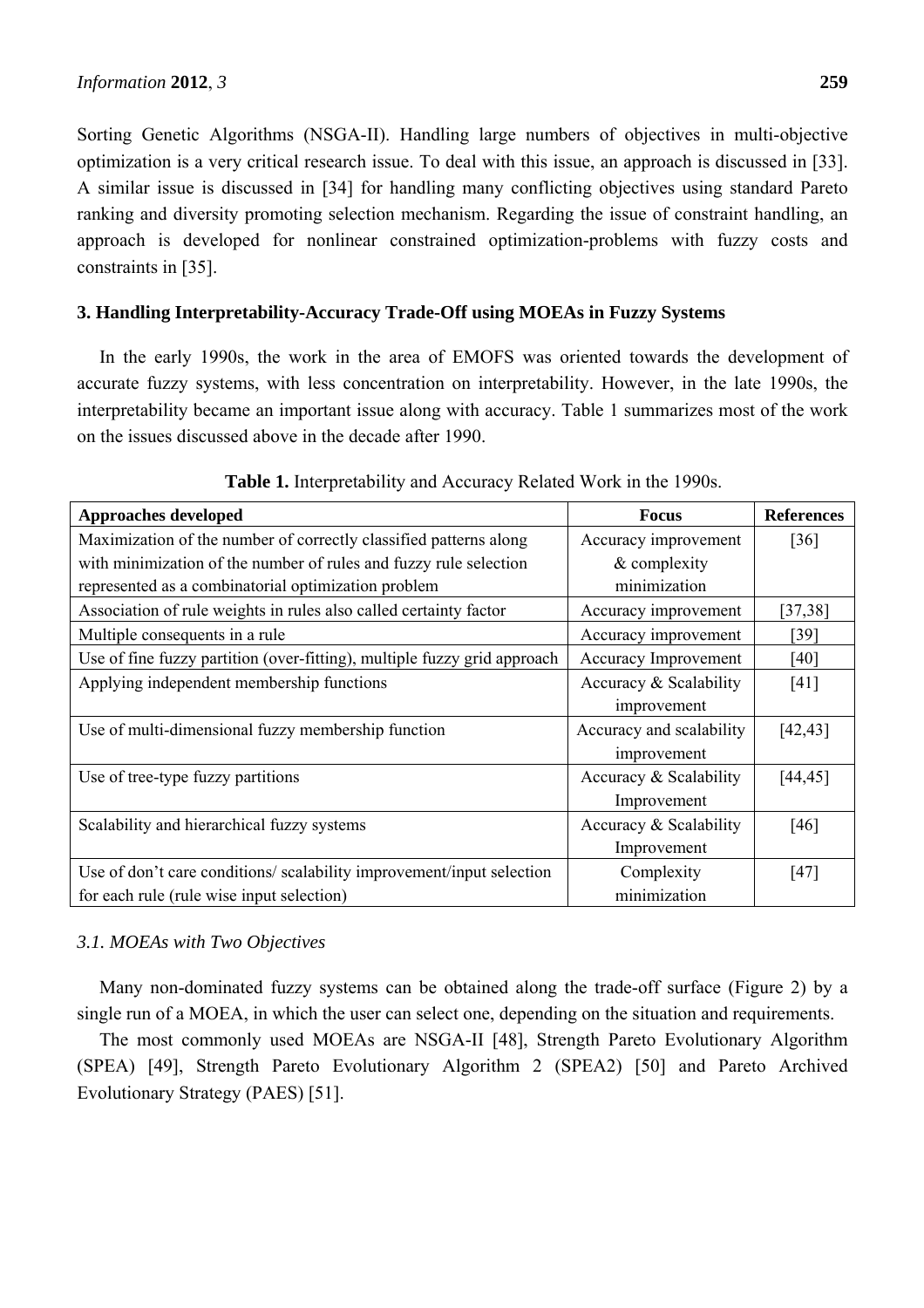Sorting Genetic Algorithms (NSGA-II). Handling large numbers of objectives in multi-objective optimization is a very critical research issue. To deal with this issue, an approach is discussed in [33]. A similar issue is discussed in [34] for handling many conflicting objectives using standard Pareto ranking and diversity promoting selection mechanism. Regarding the issue of constraint handling, an approach is developed for nonlinear constrained optimization-problems with fuzzy costs and constraints in [35].

## 3. Handling Interpretability-Accuracy Trade-Off using MOEAs in Fuzzy Systems

In the early 1990s, the work in the area of EMOFS was oriented towards the development of accurate fuzzy systems, with less concentration on interpretability. However, in the late 1990s, the interpretability became an important issue along with accuracy. Table 1 summarizes most of the work on the issues discussed above in the decade after 1990.

**Table 1.** Interpretability and Accuracy Related Work in the 1990s.

| Approaches developed | Focus | References |
|---|---|---|
| Maximization of the number of correctly classified patterns along with minimization of the number of rules and fuzzy rule selection represented as a combinatorial optimization problem | Accuracy improvement & complexity minimization | [36] |
| Association of rule weights in rules also called certainty factor | Accuracy improvement | [37,38] |
| Multiple consequents in a rule | Accuracy improvement | [39] |
| Use of fine fuzzy partition (over-fitting), multiple fuzzy grid approach | Accuracy Improvement | [40] |
| Applying independent membership functions | Accuracy & Scalability improvement | [41] |
| Use of multi-dimensional fuzzy membership function | Accuracy and scalability improvement | [42,43] |
| Use of tree-type fuzzy partitions | Accuracy & Scalability Improvement | [44,45] |
| Scalability and hierarchical fuzzy systems | Accuracy & Scalability Improvement | [46] |
| Use of don't care conditions/ scalability improvement/input selection for each rule (rule wise input selection) | Complexity minimization | [47] |

### 3.1. MOEAs with Two Objectives

Many non-dominated fuzzy systems can be obtained along the trade-off surface (Figure 2) by a single run of a MOEA, in which the user can select one, depending on the situation and requirements.

The most commonly used MOEAs are NSGA-II [48], Strength Pareto Evolutionary Algorithm (SPEA) [49], Strength Pareto Evolutionary Algorithm 2 (SPEA2) [50] and Pareto Archived Evolutionary Strategy (PAES) [51].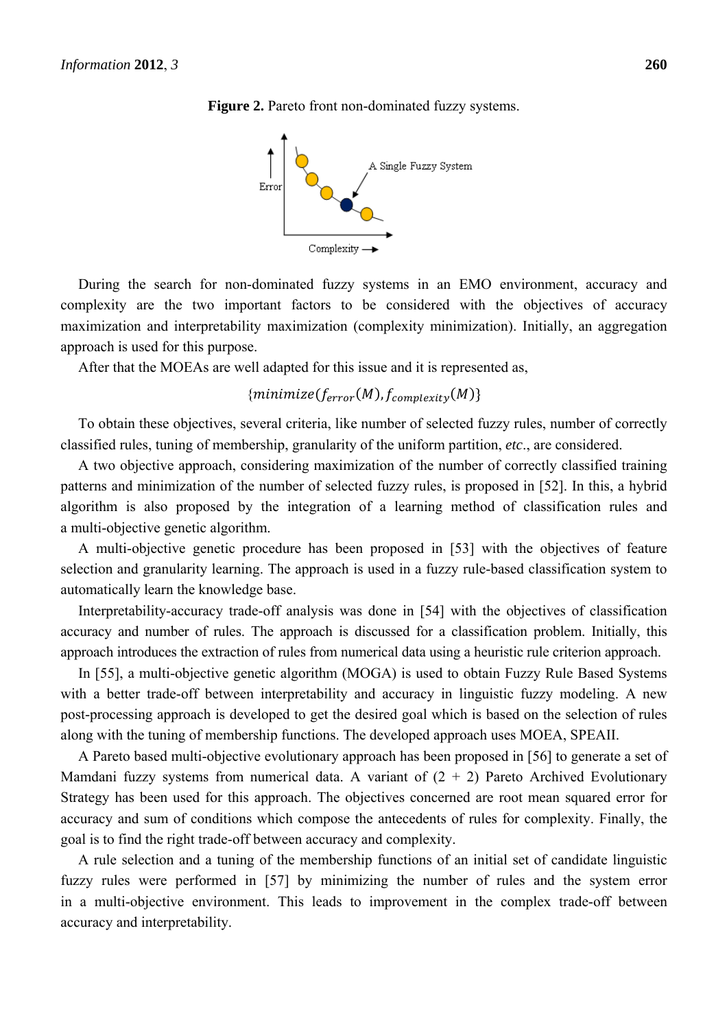**Figure 2.** Pareto front non-dominated fuzzy systems.

During the search for non-dominated fuzzy systems in an EMO environment, accuracy and complexity are the two important factors to be considered with the objectives of accuracy maximization and interpretability maximization (complexity minimization). Initially, an aggregation approach is used for this purpose.

After that the MOEAs are well adapted for this issue and it is represented as,

$$\{minimize(f_{error}(M), f_{complexity}(M)\}$$

To obtain these objectives, several criteria, like number of selected fuzzy rules, number of correctly classified rules, tuning of membership, granularity of the uniform partition, *etc*., are considered.

A two objective approach, considering maximization of the number of correctly classified training patterns and minimization of the number of selected fuzzy rules, is proposed in [52]. In this, a hybrid algorithm is also proposed by the integration of a learning method of classification rules and a multi-objective genetic algorithm.

A multi-objective genetic procedure has been proposed in [53] with the objectives of feature selection and granularity learning. The approach is used in a fuzzy rule-based classification system to automatically learn the knowledge base.

Interpretability-accuracy trade-off analysis was done in [54] with the objectives of classification accuracy and number of rules. The approach is discussed for a classification problem. Initially, this approach introduces the extraction of rules from numerical data using a heuristic rule criterion approach.

In [55], a multi-objective genetic algorithm (MOGA) is used to obtain Fuzzy Rule Based Systems with a better trade-off between interpretability and accuracy in linguistic fuzzy modeling. A new post-processing approach is developed to get the desired goal which is based on the selection of rules along with the tuning of membership functions. The developed approach uses MOEA, SPEAII.

A Pareto based multi-objective evolutionary approach has been proposed in [56] to generate a set of Mamdani fuzzy systems from numerical data. A variant of (2 + 2) Pareto Archived Evolutionary Strategy has been used for this approach. The objectives concerned are root mean squared error for accuracy and sum of conditions which compose the antecedents of rules for complexity. Finally, the goal is to find the right trade-off between accuracy and complexity.

A rule selection and a tuning of the membership functions of an initial set of candidate linguistic fuzzy rules were performed in [57] by minimizing the number of rules and the system error in a multi-objective environment. This leads to improvement in the complex trade-off between accuracy and interpretability.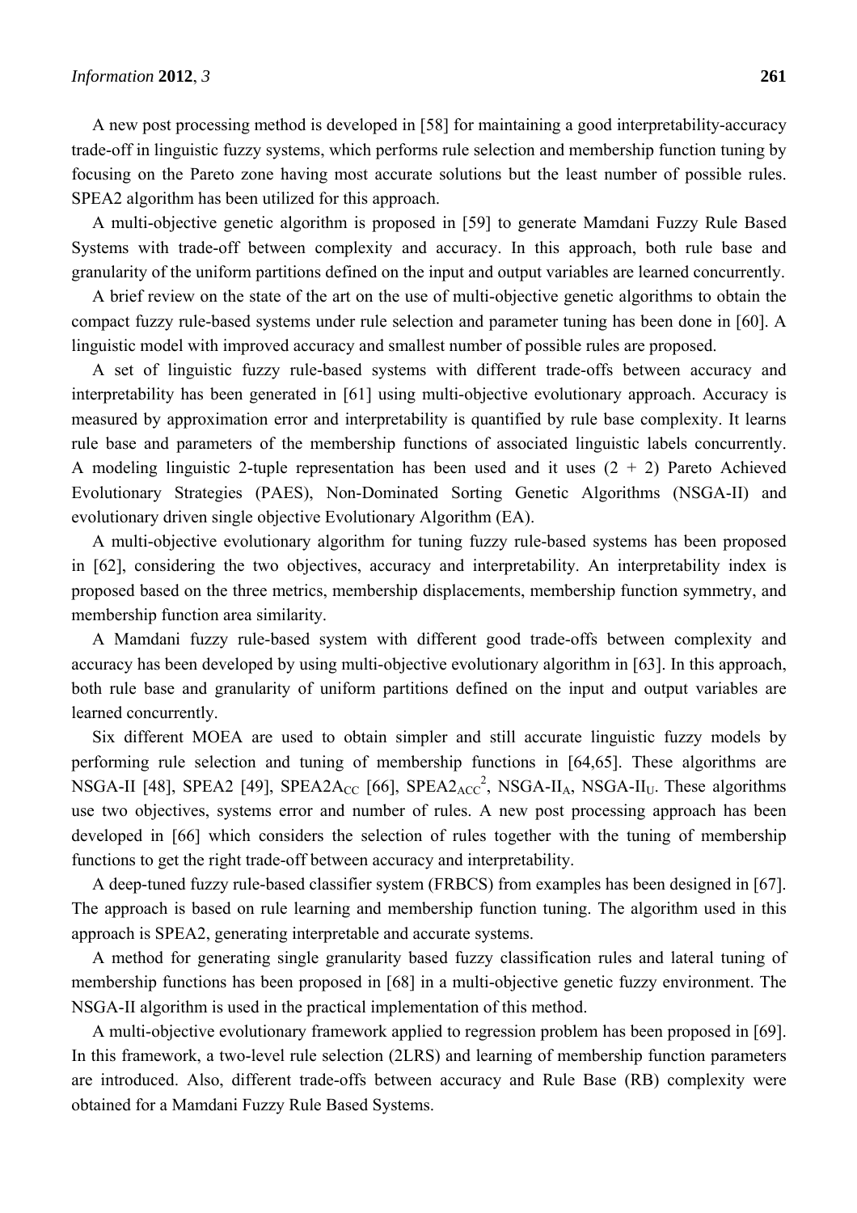A new post processing method is developed in [58] for maintaining a good interpretability-accuracy trade-off in linguistic fuzzy systems, which performs rule selection and membership function tuning by focusing on the Pareto zone having most accurate solutions but the least number of possible rules. SPEA2 algorithm has been utilized for this approach.

A multi-objective genetic algorithm is proposed in [59] to generate Mamdani Fuzzy Rule Based Systems with trade-off between complexity and accuracy. In this approach, both rule base and granularity of the uniform partitions defined on the input and output variables are learned concurrently.

A brief review on the state of the art on the use of multi-objective genetic algorithms to obtain the compact fuzzy rule-based systems under rule selection and parameter tuning has been done in [60]. A linguistic model with improved accuracy and smallest number of possible rules are proposed.

A set of linguistic fuzzy rule-based systems with different trade-offs between accuracy and interpretability has been generated in [61] using multi-objective evolutionary approach. Accuracy is measured by approximation error and interpretability is quantified by rule base complexity. It learns rule base and parameters of the membership functions of associated linguistic labels concurrently. A modeling linguistic 2-tuple representation has been used and it uses (2 + 2) Pareto Achieved Evolutionary Strategies (PAES), Non-Dominated Sorting Genetic Algorithms (NSGA-II) and evolutionary driven single objective Evolutionary Algorithm (EA).

A multi-objective evolutionary algorithm for tuning fuzzy rule-based systems has been proposed in [62], considering the two objectives, accuracy and interpretability. An interpretability index is proposed based on the three metrics, membership displacements, membership function symmetry, and membership function area similarity.

A Mamdani fuzzy rule-based system with different good trade-offs between complexity and accuracy has been developed by using multi-objective evolutionary algorithm in [63]. In this approach, both rule base and granularity of uniform partitions defined on the input and output variables are learned concurrently.

Six different MOEA are used to obtain simpler and still accurate linguistic fuzzy models by performing rule selection and tuning of membership functions in [64,65]. These algorithms are NSGA-II [48], SPEA2 [49], SPEA2$A_{CC}$ [66], SPEA2$_{ACC}^{2}$, NSGA-II$_{A}$, NSGA-II$_{U}$. These algorithms use two objectives, systems error and number of rules. A new post processing approach has been developed in [66] which considers the selection of rules together with the tuning of membership functions to get the right trade-off between accuracy and interpretability.

A deep-tuned fuzzy rule-based classifier system (FRBCS) from examples has been designed in [67]. The approach is based on rule learning and membership function tuning. The algorithm used in this approach is SPEA2, generating interpretable and accurate systems.

A method for generating single granularity based fuzzy classification rules and lateral tuning of membership functions has been proposed in [68] in a multi-objective genetic fuzzy environment. The NSGA-II algorithm is used in the practical implementation of this method.

A multi-objective evolutionary framework applied to regression problem has been proposed in [69]. In this framework, a two-level rule selection (2LRS) and learning of membership function parameters are introduced. Also, different trade-offs between accuracy and Rule Base (RB) complexity were obtained for a Mamdani Fuzzy Rule Based Systems.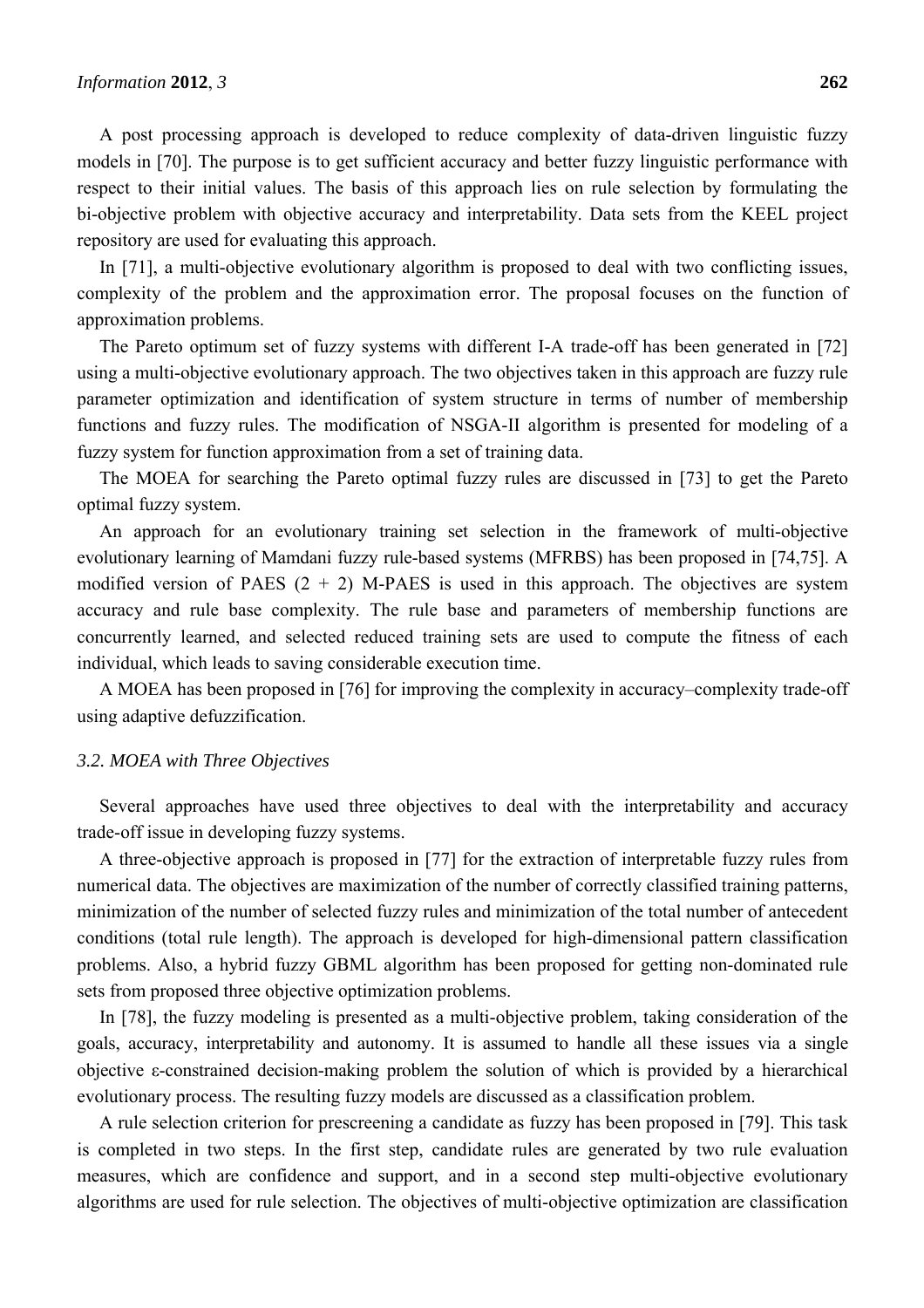A post processing approach is developed to reduce complexity of data-driven linguistic fuzzy models in [70]. The purpose is to get sufficient accuracy and better fuzzy linguistic performance with respect to their initial values. The basis of this approach lies on rule selection by formulating the bi-objective problem with objective accuracy and interpretability. Data sets from the KEEL project repository are used for evaluating this approach.

In [71], a multi-objective evolutionary algorithm is proposed to deal with two conflicting issues, complexity of the problem and the approximation error. The proposal focuses on the function of approximation problems.

The Pareto optimum set of fuzzy systems with different I-A trade-off has been generated in [72] using a multi-objective evolutionary approach. The two objectives taken in this approach are fuzzy rule parameter optimization and identification of system structure in terms of number of membership functions and fuzzy rules. The modification of NSGA-II algorithm is presented for modeling of a fuzzy system for function approximation from a set of training data.

The MOEA for searching the Pareto optimal fuzzy rules are discussed in [73] to get the Pareto optimal fuzzy system.

An approach for an evolutionary training set selection in the framework of multi-objective evolutionary learning of Mamdani fuzzy rule-based systems (MFRBS) has been proposed in [74,75]. A modified version of PAES (2 + 2) M-PAES is used in this approach. The objectives are system accuracy and rule base complexity. The rule base and parameters of membership functions are concurrently learned, and selected reduced training sets are used to compute the fitness of each individual, which leads to saving considerable execution time.

A MOEA has been proposed in [76] for improving the complexity in accuracy–complexity trade-off using adaptive defuzzification.

### *3.2. MOEA with Three Objectives*

Several approaches have used three objectives to deal with the interpretability and accuracy trade-off issue in developing fuzzy systems.

A three-objective approach is proposed in [77] for the extraction of interpretable fuzzy rules from numerical data. The objectives are maximization of the number of correctly classified training patterns, minimization of the number of selected fuzzy rules and minimization of the total number of antecedent conditions (total rule length). The approach is developed for high-dimensional pattern classification problems. Also, a hybrid fuzzy GBML algorithm has been proposed for getting non-dominated rule sets from proposed three objective optimization problems.

In [78], the fuzzy modeling is presented as a multi-objective problem, taking consideration of the goals, accuracy, interpretability and autonomy. It is assumed to handle all these issues via a single objective ε-constrained decision-making problem the solution of which is provided by a hierarchical evolutionary process. The resulting fuzzy models are discussed as a classification problem.

A rule selection criterion for prescreening a candidate as fuzzy has been proposed in [79]. This task is completed in two steps. In the first step, candidate rules are generated by two rule evaluation measures, which are confidence and support, and in a second step multi-objective evolutionary algorithms are used for rule selection. The objectives of multi-objective optimization are classification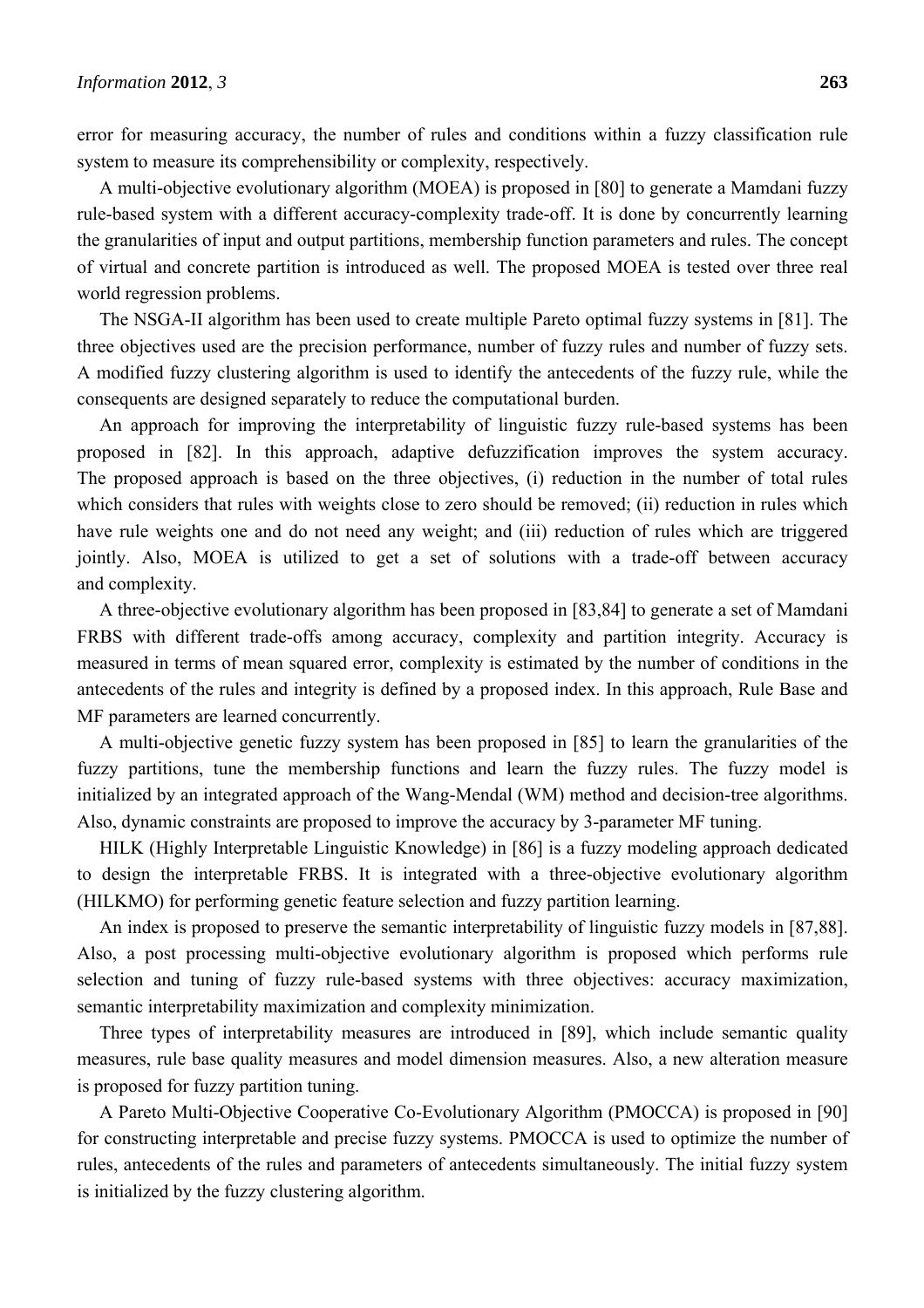error for measuring accuracy, the number of rules and conditions within a fuzzy classification rule system to measure its comprehensibility or complexity, respectively.

A multi-objective evolutionary algorithm (MOEA) is proposed in [80] to generate a Mamdani fuzzy rule-based system with a different accuracy-complexity trade-off. It is done by concurrently learning the granularities of input and output partitions, membership function parameters and rules. The concept of virtual and concrete partition is introduced as well. The proposed MOEA is tested over three real world regression problems.

The NSGA-II algorithm has been used to create multiple Pareto optimal fuzzy systems in [81]. The three objectives used are the precision performance, number of fuzzy rules and number of fuzzy sets. A modified fuzzy clustering algorithm is used to identify the antecedents of the fuzzy rule, while the consequents are designed separately to reduce the computational burden.

An approach for improving the interpretability of linguistic fuzzy rule-based systems has been proposed in [82]. In this approach, adaptive defuzzification improves the system accuracy. The proposed approach is based on the three objectives, (i) reduction in the number of total rules which considers that rules with weights close to zero should be removed; (ii) reduction in rules which have rule weights one and do not need any weight; and (iii) reduction of rules which are triggered jointly. Also, MOEA is utilized to get a set of solutions with a trade-off between accuracy and complexity.

A three-objective evolutionary algorithm has been proposed in [83,84] to generate a set of Mamdani FRBS with different trade-offs among accuracy, complexity and partition integrity. Accuracy is measured in terms of mean squared error, complexity is estimated by the number of conditions in the antecedents of the rules and integrity is defined by a proposed index. In this approach, Rule Base and MF parameters are learned concurrently.

A multi-objective genetic fuzzy system has been proposed in [85] to learn the granularities of the fuzzy partitions, tune the membership functions and learn the fuzzy rules. The fuzzy model is initialized by an integrated approach of the Wang-Mendal (WM) method and decision-tree algorithms. Also, dynamic constraints are proposed to improve the accuracy by 3-parameter MF tuning.

HILK (Highly Interpretable Linguistic Knowledge) in [86] is a fuzzy modeling approach dedicated to design the interpretable FRBS. It is integrated with a three-objective evolutionary algorithm (HILKMO) for performing genetic feature selection and fuzzy partition learning.

An index is proposed to preserve the semantic interpretability of linguistic fuzzy models in [87,88]. Also, a post processing multi-objective evolutionary algorithm is proposed which performs rule selection and tuning of fuzzy rule-based systems with three objectives: accuracy maximization, semantic interpretability maximization and complexity minimization.

Three types of interpretability measures are introduced in [89], which include semantic quality measures, rule base quality measures and model dimension measures. Also, a new alteration measure is proposed for fuzzy partition tuning.

A Pareto Multi-Objective Cooperative Co-Evolutionary Algorithm (PMOCCA) is proposed in [90] for constructing interpretable and precise fuzzy systems. PMOCCA is used to optimize the number of rules, antecedents of the rules and parameters of antecedents simultaneously. The initial fuzzy system is initialized by the fuzzy clustering algorithm.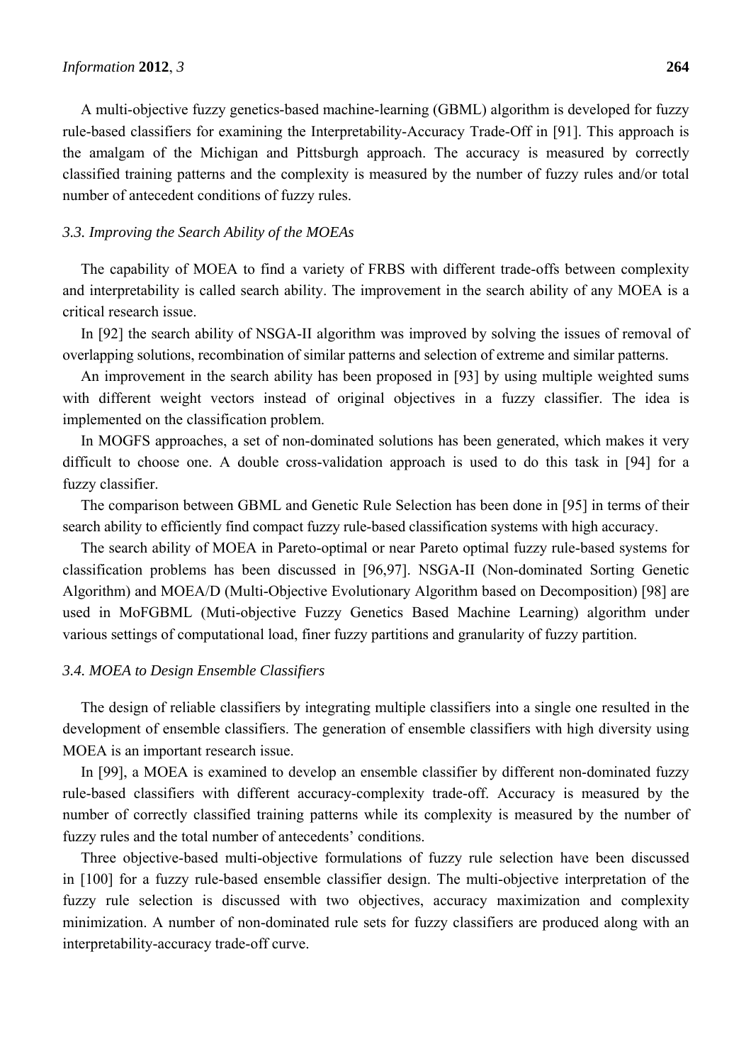A multi-objective fuzzy genetics-based machine-learning (GBML) algorithm is developed for fuzzy rule-based classifiers for examining the Interpretability-Accuracy Trade-Off in [91]. This approach is the amalgam of the Michigan and Pittsburgh approach. The accuracy is measured by correctly classified training patterns and the complexity is measured by the number of fuzzy rules and/or total number of antecedent conditions of fuzzy rules.

### *3.3. Improving the Search Ability of the MOEAs*

The capability of MOEA to find a variety of FRBS with different trade-offs between complexity and interpretability is called search ability. The improvement in the search ability of any MOEA is a critical research issue.

In [92] the search ability of NSGA-II algorithm was improved by solving the issues of removal of overlapping solutions, recombination of similar patterns and selection of extreme and similar patterns.

An improvement in the search ability has been proposed in [93] by using multiple weighted sums with different weight vectors instead of original objectives in a fuzzy classifier. The idea is implemented on the classification problem.

In MOGFS approaches, a set of non-dominated solutions has been generated, which makes it very difficult to choose one. A double cross-validation approach is used to do this task in [94] for a fuzzy classifier.

The comparison between GBML and Genetic Rule Selection has been done in [95] in terms of their search ability to efficiently find compact fuzzy rule-based classification systems with high accuracy.

The search ability of MOEA in Pareto-optimal or near Pareto optimal fuzzy rule-based systems for classification problems has been discussed in [96,97]. NSGA-II (Non-dominated Sorting Genetic Algorithm) and MOEA/D (Multi-Objective Evolutionary Algorithm based on Decomposition) [98] are used in MoFGBML (Muti-objective Fuzzy Genetics Based Machine Learning) algorithm under various settings of computational load, finer fuzzy partitions and granularity of fuzzy partition.

### *3.4. MOEA to Design Ensemble Classifiers*

The design of reliable classifiers by integrating multiple classifiers into a single one resulted in the development of ensemble classifiers. The generation of ensemble classifiers with high diversity using MOEA is an important research issue.

In [99], a MOEA is examined to develop an ensemble classifier by different non-dominated fuzzy rule-based classifiers with different accuracy-complexity trade-off. Accuracy is measured by the number of correctly classified training patterns while its complexity is measured by the number of fuzzy rules and the total number of antecedents' conditions.

Three objective-based multi-objective formulations of fuzzy rule selection have been discussed in [100] for a fuzzy rule-based ensemble classifier design. The multi-objective interpretation of the fuzzy rule selection is discussed with two objectives, accuracy maximization and complexity minimization. A number of non-dominated rule sets for fuzzy classifiers are produced along with an interpretability-accuracy trade-off curve.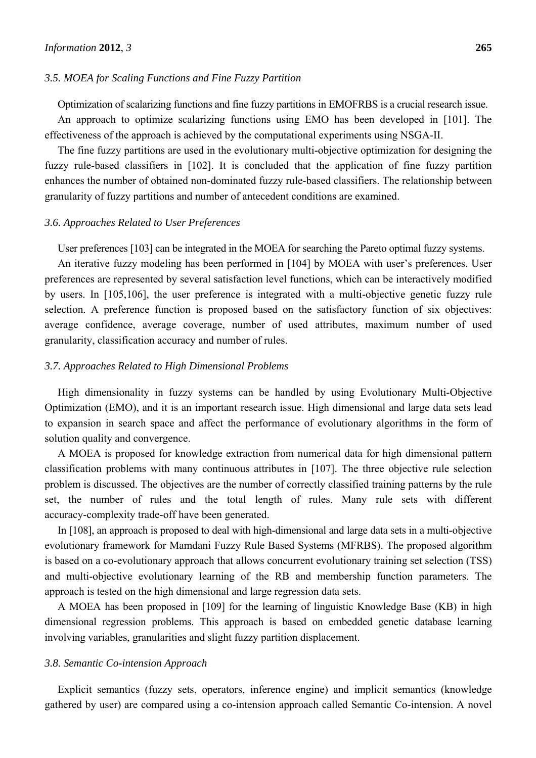### 3.5. MOEA for Scaling Functions and Fine Fuzzy Partition

Optimization of scalarizing functions and fine fuzzy partitions in EMOFRBS is a crucial research issue.

An approach to optimize scalarizing functions using EMO has been developed in [101]. The effectiveness of the approach is achieved by the computational experiments using NSGA-II.

The fine fuzzy partitions are used in the evolutionary multi-objective optimization for designing the fuzzy rule-based classifiers in [102]. It is concluded that the application of fine fuzzy partition enhances the number of obtained non-dominated fuzzy rule-based classifiers. The relationship between granularity of fuzzy partitions and number of antecedent conditions are examined.

### 3.6. Approaches Related to User Preferences

User preferences [103] can be integrated in the MOEA for searching the Pareto optimal fuzzy systems.

An iterative fuzzy modeling has been performed in [104] by MOEA with user's preferences. User preferences are represented by several satisfaction level functions, which can be interactively modified by users. In [105,106], the user preference is integrated with a multi-objective genetic fuzzy rule selection. A preference function is proposed based on the satisfactory function of six objectives: average confidence, average coverage, number of used attributes, maximum number of used granularity, classification accuracy and number of rules.

### 3.7. Approaches Related to High Dimensional Problems

High dimensionality in fuzzy systems can be handled by using Evolutionary Multi-Objective Optimization (EMO), and it is an important research issue. High dimensional and large data sets lead to expansion in search space and affect the performance of evolutionary algorithms in the form of solution quality and convergence.

A MOEA is proposed for knowledge extraction from numerical data for high dimensional pattern classification problems with many continuous attributes in [107]. The three objective rule selection problem is discussed. The objectives are the number of correctly classified training patterns by the rule set, the number of rules and the total length of rules. Many rule sets with different accuracy-complexity trade-off have been generated.

In [108], an approach is proposed to deal with high-dimensional and large data sets in a multi-objective evolutionary framework for Mamdani Fuzzy Rule Based Systems (MFRBS). The proposed algorithm is based on a co-evolutionary approach that allows concurrent evolutionary training set selection (TSS) and multi-objective evolutionary learning of the RB and membership function parameters. The approach is tested on the high dimensional and large regression data sets.

A MOEA has been proposed in [109] for the learning of linguistic Knowledge Base (KB) in high dimensional regression problems. This approach is based on embedded genetic database learning involving variables, granularities and slight fuzzy partition displacement.

### 3.8. Semantic Co-intension Approach

Explicit semantics (fuzzy sets, operators, inference engine) and implicit semantics (knowledge gathered by user) are compared using a co-intension approach called Semantic Co-intension. A novel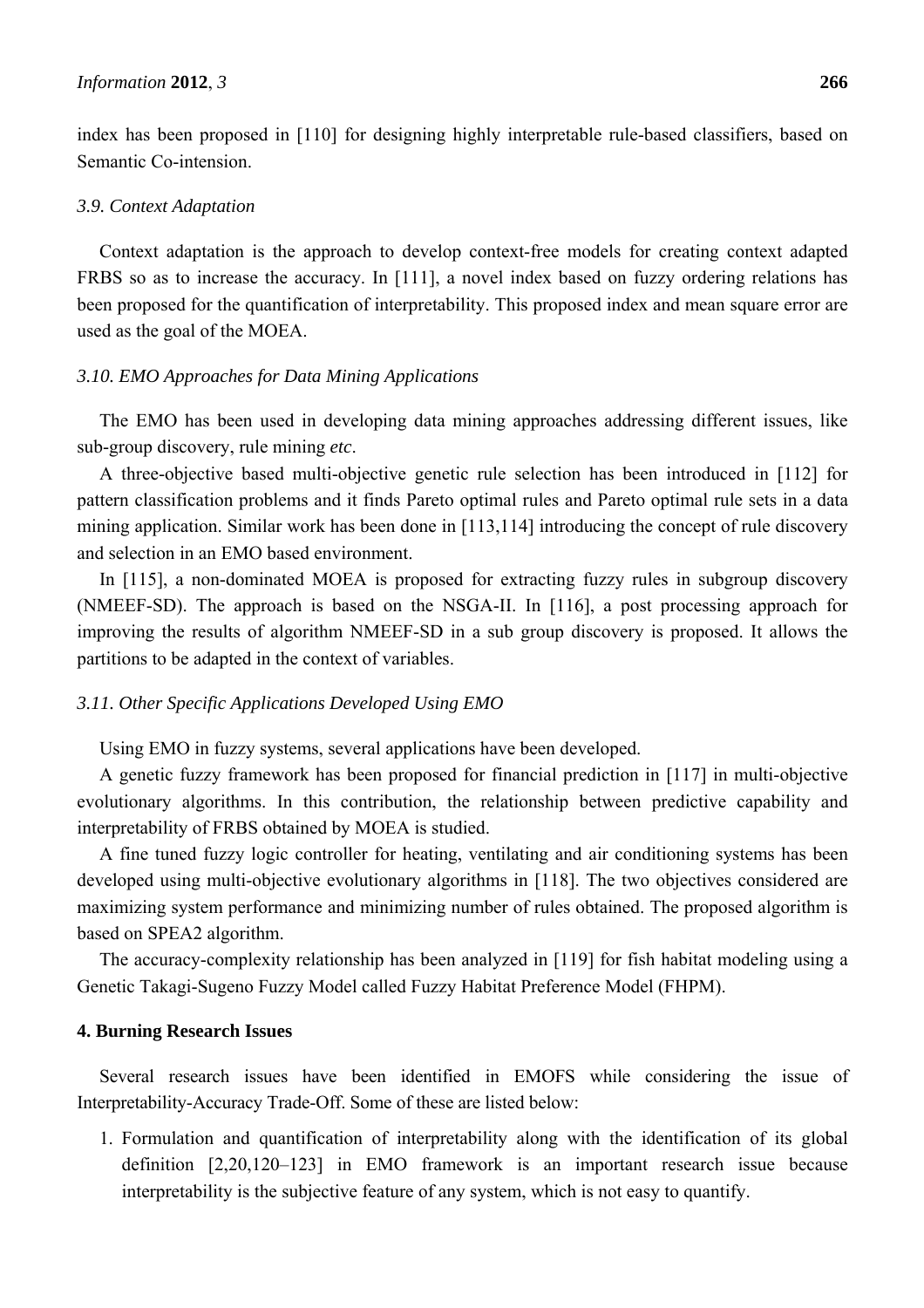index has been proposed in [110] for designing highly interpretable rule-based classifiers, based on Semantic Co-intension.

### *3.9. Context Adaptation*

Context adaptation is the approach to develop context-free models for creating context adapted FRBS so as to increase the accuracy. In [111], a novel index based on fuzzy ordering relations has been proposed for the quantification of interpretability. This proposed index and mean square error are used as the goal of the MOEA.

### *3.10. EMO Approaches for Data Mining Applications*

The EMO has been used in developing data mining approaches addressing different issues, like sub-group discovery, rule mining *etc*.

A three-objective based multi-objective genetic rule selection has been introduced in [112] for pattern classification problems and it finds Pareto optimal rules and Pareto optimal rule sets in a data mining application. Similar work has been done in [113,114] introducing the concept of rule discovery and selection in an EMO based environment.

In [115], a non-dominated MOEA is proposed for extracting fuzzy rules in subgroup discovery (NMEEF-SD). The approach is based on the NSGA-II. In [116], a post processing approach for improving the results of algorithm NMEEF-SD in a sub group discovery is proposed. It allows the partitions to be adapted in the context of variables.

### *3.11. Other Specific Applications Developed Using EMO*

Using EMO in fuzzy systems, several applications have been developed.

A genetic fuzzy framework has been proposed for financial prediction in [117] in multi-objective evolutionary algorithms. In this contribution, the relationship between predictive capability and interpretability of FRBS obtained by MOEA is studied.

A fine tuned fuzzy logic controller for heating, ventilating and air conditioning systems has been developed using multi-objective evolutionary algorithms in [118]. The two objectives considered are maximizing system performance and minimizing number of rules obtained. The proposed algorithm is based on SPEA2 algorithm.

The accuracy-complexity relationship has been analyzed in [119] for fish habitat modeling using a Genetic Takagi-Sugeno Fuzzy Model called Fuzzy Habitat Preference Model (FHPM).

## **4. Burning Research Issues**

Several research issues have been identified in EMOFS while considering the issue of Interpretability-Accuracy Trade-Off. Some of these are listed below:

1. Formulation and quantification of interpretability along with the identification of its global definition [2,20,120–123] in EMO framework is an important research issue because interpretability is the subjective feature of any system, which is not easy to quantify.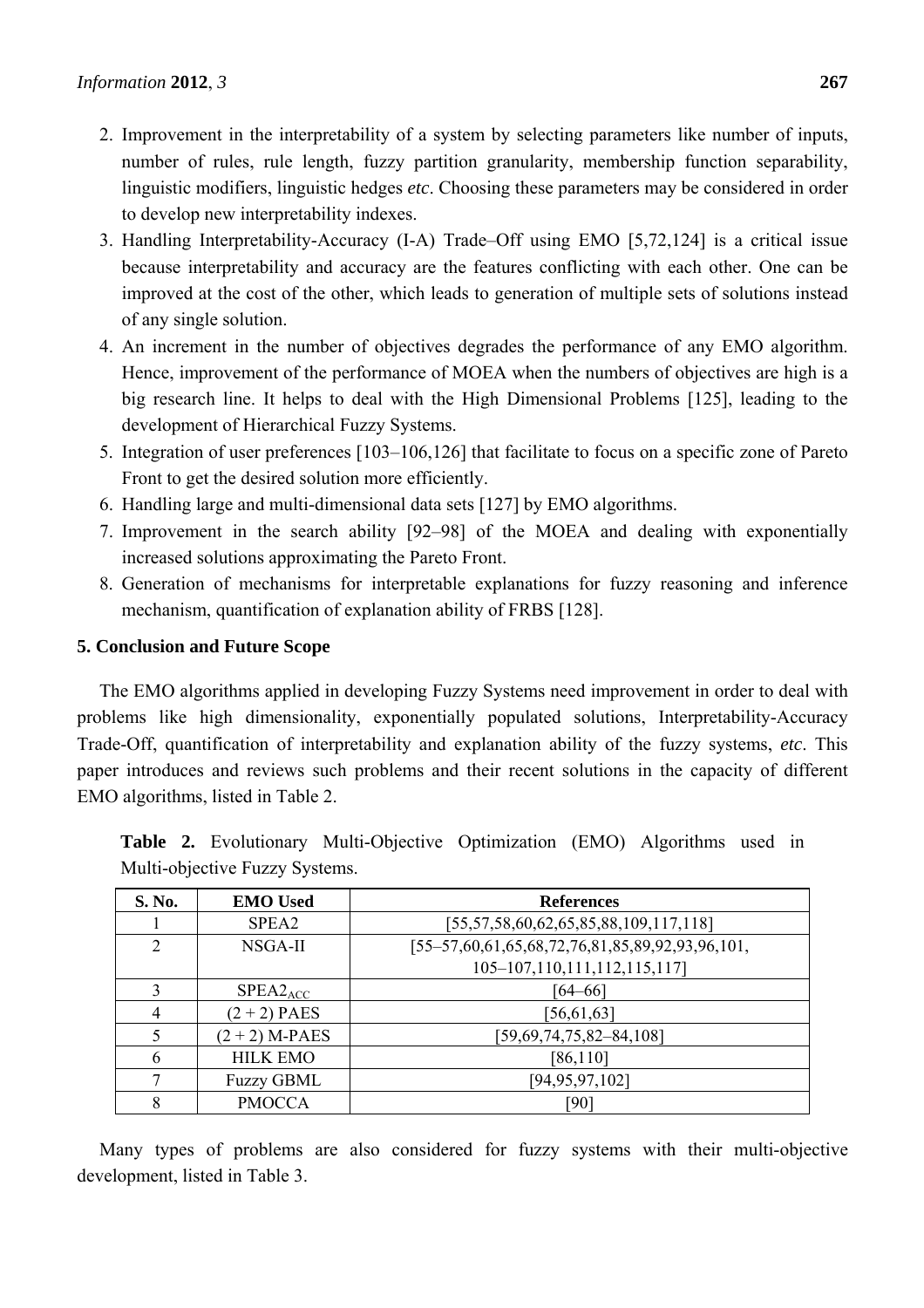2. Improvement in the interpretability of a system by selecting parameters like number of inputs, number of rules, rule length, fuzzy partition granularity, membership function separability, linguistic modifiers, linguistic hedges *etc*. Choosing these parameters may be considered in order to develop new interpretability indexes.
3. Handling Interpretability-Accuracy (I-A) Trade–Off using EMO [5,72,124] is a critical issue because interpretability and accuracy are the features conflicting with each other. One can be improved at the cost of the other, which leads to generation of multiple sets of solutions instead of any single solution.
4. An increment in the number of objectives degrades the performance of any EMO algorithm. Hence, improvement of the performance of MOEA when the numbers of objectives are high is a big research line. It helps to deal with the High Dimensional Problems [125], leading to the development of Hierarchical Fuzzy Systems.
5. Integration of user preferences [103–106,126] that facilitate to focus on a specific zone of Pareto Front to get the desired solution more efficiently.
6. Handling large and multi-dimensional data sets [127] by EMO algorithms.
7. Improvement in the search ability [92–98] of the MOEA and dealing with exponentially increased solutions approximating the Pareto Front.
8. Generation of mechanisms for interpretable explanations for fuzzy reasoning and inference mechanism, quantification of explanation ability of FRBS [128].

## 5. Conclusion and Future Scope

The EMO algorithms applied in developing Fuzzy Systems need improvement in order to deal with problems like high dimensionality, exponentially populated solutions, Interpretability-Accuracy Trade-Off, quantification of interpretability and explanation ability of the fuzzy systems, *etc*. This paper introduces and reviews such problems and their recent solutions in the capacity of different EMO algorithms, listed in Table 2.

**Table 2.** Evolutionary Multi-Objective Optimization (EMO) Algorithms used in Multi-objective Fuzzy Systems.

| S. No. | EMO Used | References |
| --- | --- | --- |
| 1 | SPEA2 | [55,57,58,60,62,65,85,88,109,117,118] |
| 2 | NSGA-II | [55–57,60,61,65,68,72,76,81,85,89,92,93,96,101, 105–107,110,111,112,115,117] |
| 3 | $SPEA2_{ACC}$ | [64–66] |
| 4 | (2 + 2) PAES | [56,61,63] |
| 5 | (2 + 2) M-PAES | [59,69,74,75,82–84,108] |
| 6 | HILK EMO | [86,110] |
| 7 | Fuzzy GBML | [94,95,97,102] |
| 8 | PMOCCA | [90] |

Many types of problems are also considered for fuzzy systems with their multi-objective development, listed in Table 3.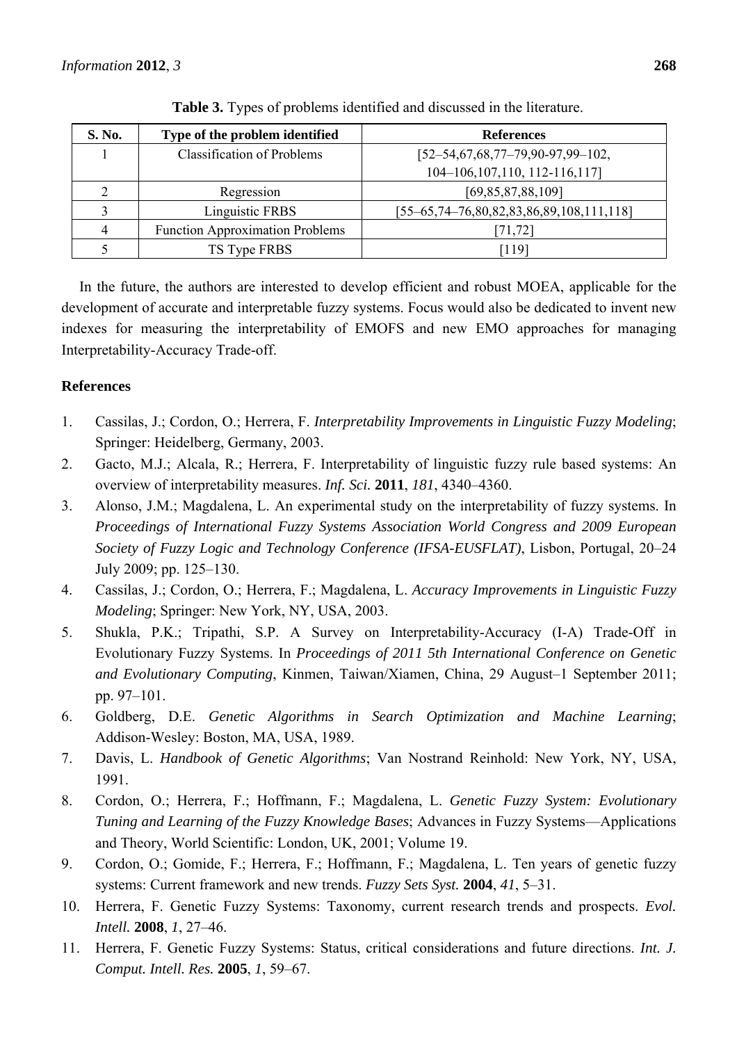**Table 3.** Types of problems identified and discussed in the literature.

| S. No. | Type of the problem identified | References |
|---|---|---|
| 1 | Classification of Problems | [52–54,67,68,77–79,90-97,99–102, 104–106,107,110, 112-116,117] |
| 2 | Regression | [69,85,87,88,109] |
| 3 | Linguistic FRBS | [55–65,74–76,80,82,83,86,89,108,111,118] |
| 4 | Function Approximation Problems | [71,72] |
| 5 | TS Type FRBS | [119] |

In the future, the authors are interested to develop efficient and robust MOEA, applicable for the development of accurate and interpretable fuzzy systems. Focus would also be dedicated to invent new indexes for measuring the interpretability of EMOFS and new EMO approaches for managing Interpretability-Accuracy Trade-off.

## References

1. Cassilas, J.; Cordon, O.; Herrera, F. *Interpretability Improvements in Linguistic Fuzzy Modeling*; Springer: Heidelberg, Germany, 2003.
2. Gacto, M.J.; Alcala, R.; Herrera, F. Interpretability of linguistic fuzzy rule based systems: An overview of interpretability measures. *Inf. Sci.* **2011**, *181*, 4340–4360.
3. Alonso, J.M.; Magdalena, L. An experimental study on the interpretability of fuzzy systems. In *Proceedings of International Fuzzy Systems Association World Congress and 2009 European Society of Fuzzy Logic and Technology Conference (IFSA-EUSFLAT)*, Lisbon, Portugal, 20–24 July 2009; pp. 125–130.
4. Cassilas, J.; Cordon, O.; Herrera, F.; Magdalena, L. *Accuracy Improvements in Linguistic Fuzzy Modeling*; Springer: New York, NY, USA, 2003.
5. Shukla, P.K.; Tripathi, S.P. A Survey on Interpretability-Accuracy (I-A) Trade-Off in Evolutionary Fuzzy Systems. In *Proceedings of 2011 5th International Conference on Genetic and Evolutionary Computing*, Kinmen, Taiwan/Xiamen, China, 29 August–1 September 2011; pp. 97–101.
6. Goldberg, D.E. *Genetic Algorithms in Search Optimization and Machine Learning*; Addison-Wesley: Boston, MA, USA, 1989.
7. Davis, L. *Handbook of Genetic Algorithms*; Van Nostrand Reinhold: New York, NY, USA, 1991.
8. Cordon, O.; Herrera, F.; Hoffmann, F.; Magdalena, L. *Genetic Fuzzy System: Evolutionary Tuning and Learning of the Fuzzy Knowledge Bases*; Advances in Fuzzy Systems—Applications and Theory, World Scientific: London, UK, 2001; Volume 19.
9. Cordon, O.; Gomide, F.; Herrera, F.; Hoffmann, F.; Magdalena, L. Ten years of genetic fuzzy systems: Current framework and new trends. *Fuzzy Sets Syst.* **2004**, *41*, 5–31.
10. Herrera, F. Genetic Fuzzy Systems: Taxonomy, current research trends and prospects. *Evol. Intell.* **2008**, *1*, 27–46.
11. Herrera, F. Genetic Fuzzy Systems: Status, critical considerations and future directions. *Int. J. Comput. Intell. Res.* **2005**, *1*, 59–67.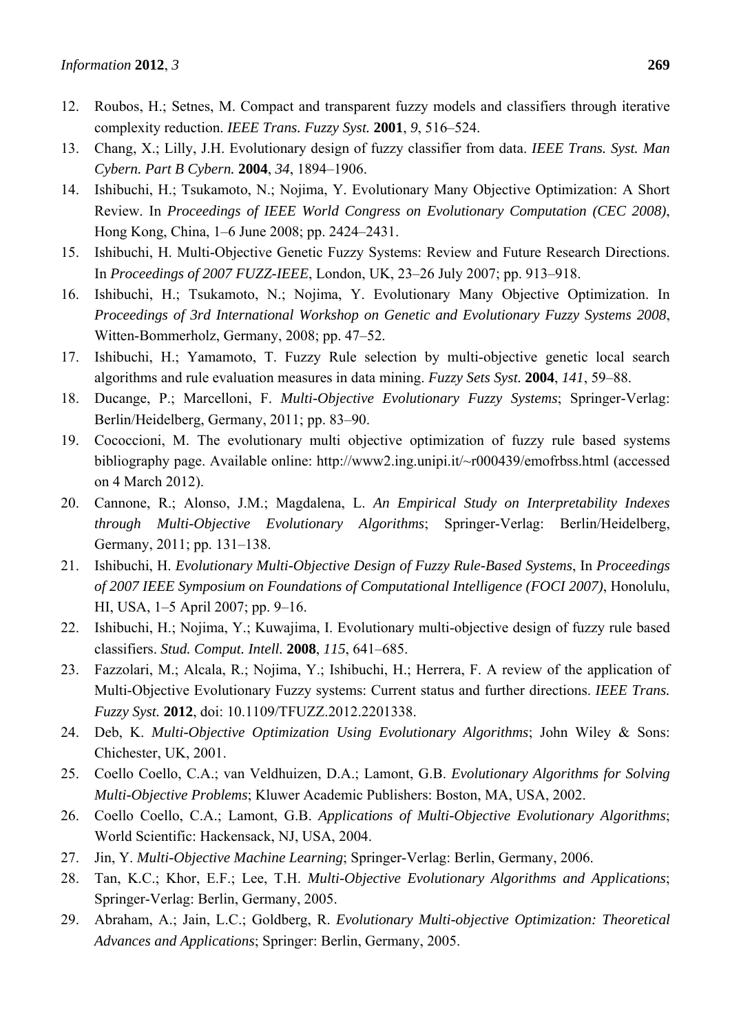12. Roubos, H.; Setnes, M. Compact and transparent fuzzy models and classifiers through iterative complexity reduction. *IEEE Trans. Fuzzy Syst.* **2001**, *9*, 516–524.
13. Chang, X.; Lilly, J.H. Evolutionary design of fuzzy classifier from data. *IEEE Trans. Syst. Man Cybern. Part B Cybern.* **2004**, *34*, 1894–1906.
14. Ishibuchi, H.; Tsukamoto, N.; Nojima, Y. Evolutionary Many Objective Optimization: A Short Review. In *Proceedings of IEEE World Congress on Evolutionary Computation (CEC 2008)*, Hong Kong, China, 1–6 June 2008; pp. 2424–2431.
15. Ishibuchi, H. Multi-Objective Genetic Fuzzy Systems: Review and Future Research Directions. In *Proceedings of 2007 FUZZ-IEEE*, London, UK, 23–26 July 2007; pp. 913–918.
16. Ishibuchi, H.; Tsukamoto, N.; Nojima, Y. Evolutionary Many Objective Optimization. In *Proceedings of 3rd International Workshop on Genetic and Evolutionary Fuzzy Systems 2008*, Witten-Bommerholz, Germany, 2008; pp. 47–52.
17. Ishibuchi, H.; Yamamoto, T. Fuzzy Rule selection by multi-objective genetic local search algorithms and rule evaluation measures in data mining. *Fuzzy Sets Syst.* **2004**, *141*, 59–88.
18. Ducange, P.; Marcelloni, F. *Multi-Objective Evolutionary Fuzzy Systems*; Springer-Verlag: Berlin/Heidelberg, Germany, 2011; pp. 83–90.
19. Cococcioni, M. The evolutionary multi objective optimization of fuzzy rule based systems bibliography page. Available online: http://www2.ing.unipi.it/~r000439/emofrbss.html (accessed on 4 March 2012).
20. Cannone, R.; Alonso, J.M.; Magdalena, L. *An Empirical Study on Interpretability Indexes through Multi-Objective Evolutionary Algorithms*; Springer-Verlag: Berlin/Heidelberg, Germany, 2011; pp. 131–138.
21. Ishibuchi, H. *Evolutionary Multi-Objective Design of Fuzzy Rule-Based Systems*, In *Proceedings of 2007 IEEE Symposium on Foundations of Computational Intelligence (FOCI 2007)*, Honolulu, HI, USA, 1–5 April 2007; pp. 9–16.
22. Ishibuchi, H.; Nojima, Y.; Kuwajima, I. Evolutionary multi-objective design of fuzzy rule based classifiers. *Stud. Comput. Intell.* **2008**, *115*, 641–685.
23. Fazzolari, M.; Alcala, R.; Nojima, Y.; Ishibuchi, H.; Herrera, F. A review of the application of Multi-Objective Evolutionary Fuzzy systems: Current status and further directions. *IEEE Trans. Fuzzy Syst.* **2012**, doi: 10.1109/TFUZZ.2012.2201338.
24. Deb, K. *Multi-Objective Optimization Using Evolutionary Algorithms*; John Wiley & Sons: Chichester, UK, 2001.
25. Coello Coello, C.A.; van Veldhuizen, D.A.; Lamont, G.B. *Evolutionary Algorithms for Solving Multi-Objective Problems*; Kluwer Academic Publishers: Boston, MA, USA, 2002.
26. Coello Coello, C.A.; Lamont, G.B. *Applications of Multi-Objective Evolutionary Algorithms*; World Scientific: Hackensack, NJ, USA, 2004.
27. Jin, Y. *Multi-Objective Machine Learning*; Springer-Verlag: Berlin, Germany, 2006.
28. Tan, K.C.; Khor, E.F.; Lee, T.H. *Multi-Objective Evolutionary Algorithms and Applications*; Springer-Verlag: Berlin, Germany, 2005.
29. Abraham, A.; Jain, L.C.; Goldberg, R. *Evolutionary Multi-objective Optimization: Theoretical Advances and Applications*; Springer: Berlin, Germany, 2005.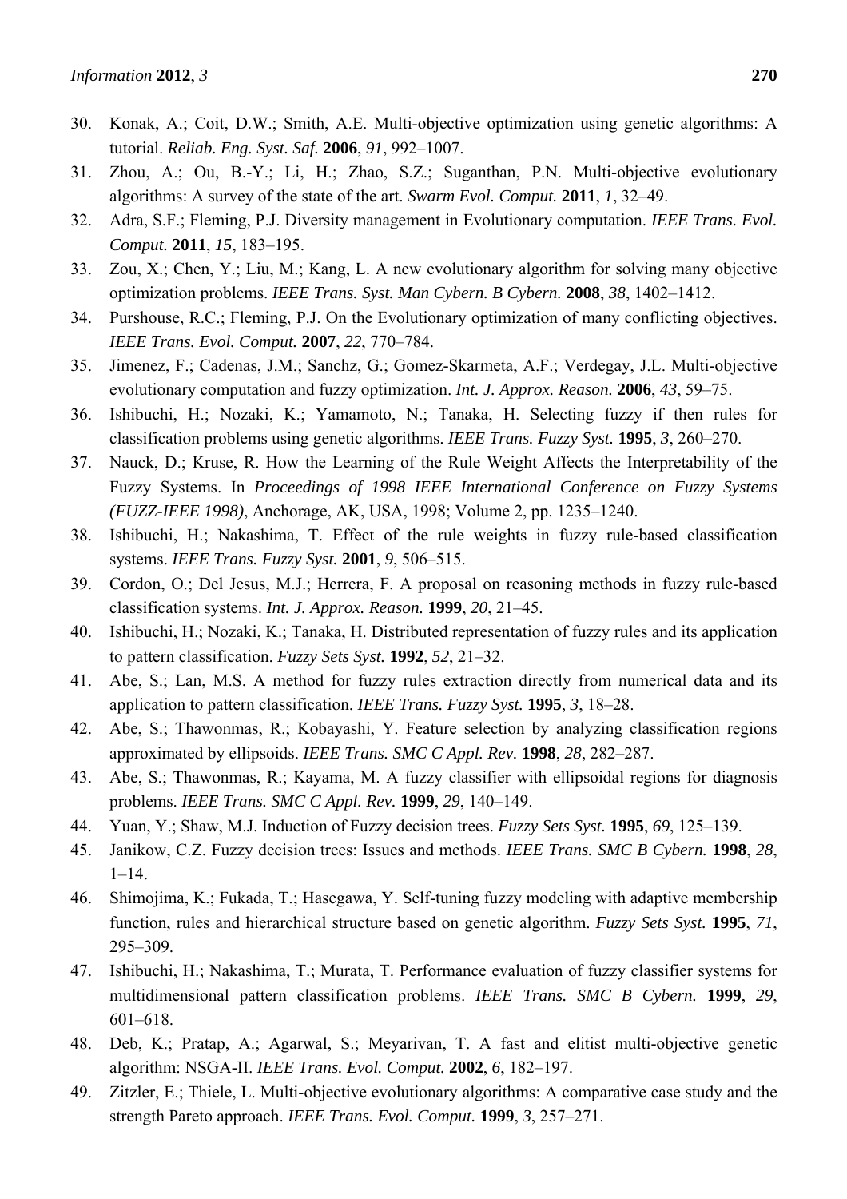30. Konak, A.; Coit, D.W.; Smith, A.E. Multi-objective optimization using genetic algorithms: A tutorial. *Reliab. Eng. Syst. Saf.* **2006**, *91*, 992–1007.
31. Zhou, A.; Ou, B.-Y.; Li, H.; Zhao, S.Z.; Suganthan, P.N. Multi-objective evolutionary algorithms: A survey of the state of the art. *Swarm Evol. Comput.* **2011**, *1*, 32–49.
32. Adra, S.F.; Fleming, P.J. Diversity management in Evolutionary computation. *IEEE Trans. Evol. Comput.* **2011**, *15*, 183–195.
33. Zou, X.; Chen, Y.; Liu, M.; Kang, L. A new evolutionary algorithm for solving many objective optimization problems. *IEEE Trans. Syst. Man Cybern. B Cybern.* **2008**, *38*, 1402–1412.
34. Purshouse, R.C.; Fleming, P.J. On the Evolutionary optimization of many conflicting objectives. *IEEE Trans. Evol. Comput.* **2007**, *22*, 770–784.
35. Jimenez, F.; Cadenas, J.M.; Sanchz, G.; Gomez-Skarmeta, A.F.; Verdegay, J.L. Multi-objective evolutionary computation and fuzzy optimization. *Int. J. Approx. Reason.* **2006**, *43*, 59–75.
36. Ishibuchi, H.; Nozaki, K.; Yamamoto, N.; Tanaka, H. Selecting fuzzy if then rules for classification problems using genetic algorithms. *IEEE Trans. Fuzzy Syst.* **1995**, *3*, 260–270.
37. Nauck, D.; Kruse, R. How the Learning of the Rule Weight Affects the Interpretability of the Fuzzy Systems. In *Proceedings of 1998 IEEE International Conference on Fuzzy Systems (FUZZ-IEEE 1998)*, Anchorage, AK, USA, 1998; Volume 2, pp. 1235–1240.
38. Ishibuchi, H.; Nakashima, T. Effect of the rule weights in fuzzy rule-based classification systems. *IEEE Trans. Fuzzy Syst.* **2001**, *9*, 506–515.
39. Cordon, O.; Del Jesus, M.J.; Herrera, F. A proposal on reasoning methods in fuzzy rule-based classification systems. *Int. J. Approx. Reason.* **1999**, *20*, 21–45.
40. Ishibuchi, H.; Nozaki, K.; Tanaka, H. Distributed representation of fuzzy rules and its application to pattern classification. *Fuzzy Sets Syst.* **1992**, *52*, 21–32.
41. Abe, S.; Lan, M.S. A method for fuzzy rules extraction directly from numerical data and its application to pattern classification. *IEEE Trans. Fuzzy Syst.* **1995**, *3*, 18–28.
42. Abe, S.; Thawonmas, R.; Kobayashi, Y. Feature selection by analyzing classification regions approximated by ellipsoids. *IEEE Trans. SMC C Appl. Rev.* **1998**, *28*, 282–287.
43. Abe, S.; Thawonmas, R.; Kayama, M. A fuzzy classifier with ellipsoidal regions for diagnosis problems. *IEEE Trans. SMC C Appl. Rev.* **1999**, *29*, 140–149.
44. Yuan, Y.; Shaw, M.J. Induction of Fuzzy decision trees. *Fuzzy Sets Syst.* **1995**, *69*, 125–139.
45. Janikow, C.Z. Fuzzy decision trees: Issues and methods. *IEEE Trans. SMC B Cybern.* **1998**, *28*, 1–14.
46. Shimojima, K.; Fukada, T.; Hasegawa, Y. Self-tuning fuzzy modeling with adaptive membership function, rules and hierarchical structure based on genetic algorithm. *Fuzzy Sets Syst.* **1995**, *71*, 295–309.
47. Ishibuchi, H.; Nakashima, T.; Murata, T. Performance evaluation of fuzzy classifier systems for multidimensional pattern classification problems. *IEEE Trans. SMC B Cybern.* **1999**, *29*, 601–618.
48. Deb, K.; Pratap, A.; Agarwal, S.; Meyarivan, T. A fast and elitist multi-objective genetic algorithm: NSGA-II. *IEEE Trans. Evol. Comput.* **2002**, *6*, 182–197.
49. Zitzler, E.; Thiele, L. Multi-objective evolutionary algorithms: A comparative case study and the strength Pareto approach. *IEEE Trans. Evol. Comput.* **1999**, *3*, 257–271.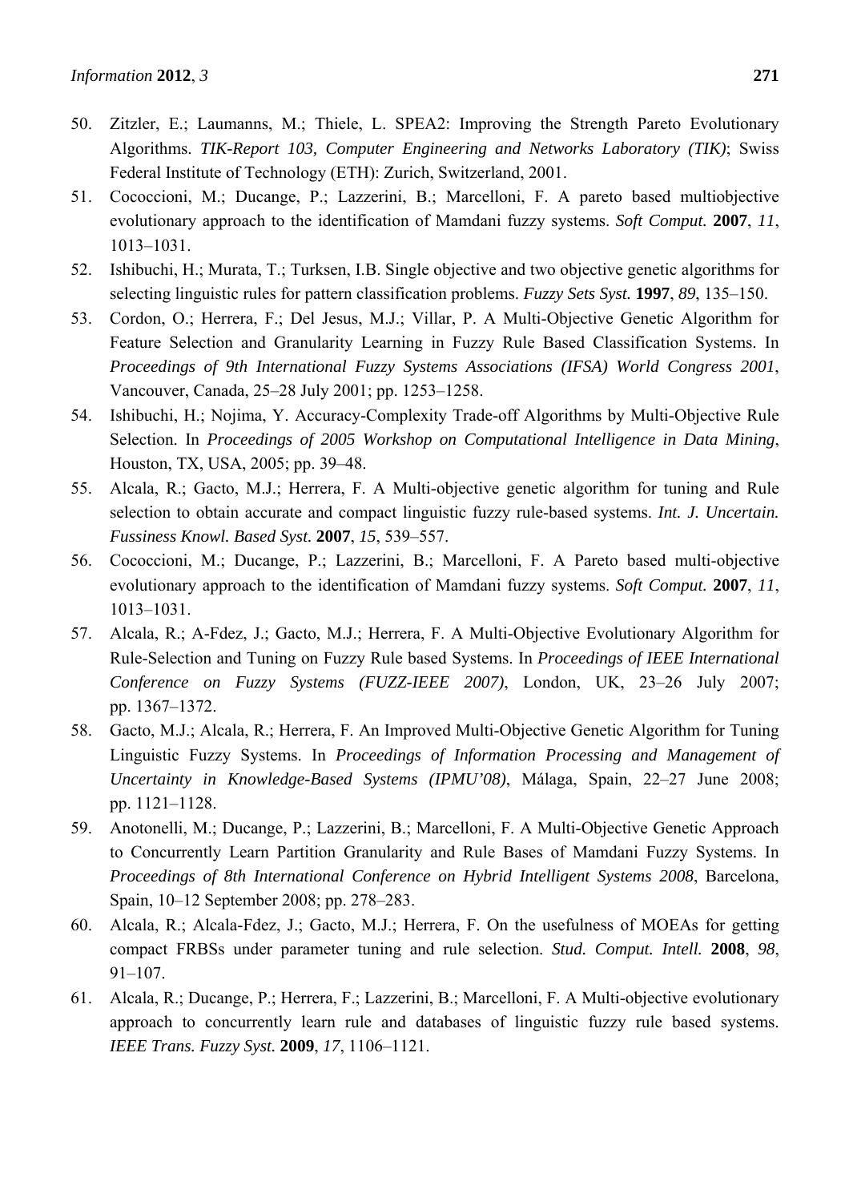50. Zitzler, E.; Laumanns, M.; Thiele, L. SPEA2: Improving the Strength Pareto Evolutionary Algorithms. *TIK-Report 103, Computer Engineering and Networks Laboratory (TIK)*; Swiss Federal Institute of Technology (ETH): Zurich, Switzerland, 2001.
51. Cococcioni, M.; Ducange, P.; Lazzerini, B.; Marcelloni, F. A pareto based multiobjective evolutionary approach to the identification of Mamdani fuzzy systems. *Soft Comput.* **2007**, *11*, 1013–1031.
52. Ishibuchi, H.; Murata, T.; Turksen, I.B. Single objective and two objective genetic algorithms for selecting linguistic rules for pattern classification problems. *Fuzzy Sets Syst.* **1997**, *89*, 135–150.
53. Cordon, O.; Herrera, F.; Del Jesus, M.J.; Villar, P. A Multi-Objective Genetic Algorithm for Feature Selection and Granularity Learning in Fuzzy Rule Based Classification Systems. In *Proceedings of 9th International Fuzzy Systems Associations (IFSA) World Congress 2001*, Vancouver, Canada, 25–28 July 2001; pp. 1253–1258.
54. Ishibuchi, H.; Nojima, Y. Accuracy-Complexity Trade-off Algorithms by Multi-Objective Rule Selection. In *Proceedings of 2005 Workshop on Computational Intelligence in Data Mining*, Houston, TX, USA, 2005; pp. 39–48.
55. Alcala, R.; Gacto, M.J.; Herrera, F. A Multi-objective genetic algorithm for tuning and Rule selection to obtain accurate and compact linguistic fuzzy rule-based systems. *Int. J. Uncertain. Fussiness Knowl. Based Syst.* **2007**, *15*, 539–557.
56. Cococcioni, M.; Ducange, P.; Lazzerini, B.; Marcelloni, F. A Pareto based multi-objective evolutionary approach to the identification of Mamdani fuzzy systems. *Soft Comput.* **2007**, *11*, 1013–1031.
57. Alcala, R.; A-Fdez, J.; Gacto, M.J.; Herrera, F. A Multi-Objective Evolutionary Algorithm for Rule-Selection and Tuning on Fuzzy Rule based Systems. In *Proceedings of IEEE International Conference on Fuzzy Systems (FUZZ-IEEE 2007)*, London, UK, 23–26 July 2007; pp. 1367–1372.
58. Gacto, M.J.; Alcala, R.; Herrera, F. An Improved Multi-Objective Genetic Algorithm for Tuning Linguistic Fuzzy Systems. In *Proceedings of Information Processing and Management of Uncertainty in Knowledge-Based Systems (IPMU'08)*, Málaga, Spain, 22–27 June 2008; pp. 1121–1128.
59. Anotonelli, M.; Ducange, P.; Lazzerini, B.; Marcelloni, F. A Multi-Objective Genetic Approach to Concurrently Learn Partition Granularity and Rule Bases of Mamdani Fuzzy Systems. In *Proceedings of 8th International Conference on Hybrid Intelligent Systems 2008*, Barcelona, Spain, 10–12 September 2008; pp. 278–283.
60. Alcala, R.; Alcala-Fdez, J.; Gacto, M.J.; Herrera, F. On the usefulness of MOEAs for getting compact FRBSs under parameter tuning and rule selection. *Stud. Comput. Intell.* **2008**, *98*, 91–107.
61. Alcala, R.; Ducange, P.; Herrera, F.; Lazzerini, B.; Marcelloni, F. A Multi-objective evolutionary approach to concurrently learn rule and databases of linguistic fuzzy rule based systems. *IEEE Trans. Fuzzy Syst.* **2009**, *17*, 1106–1121.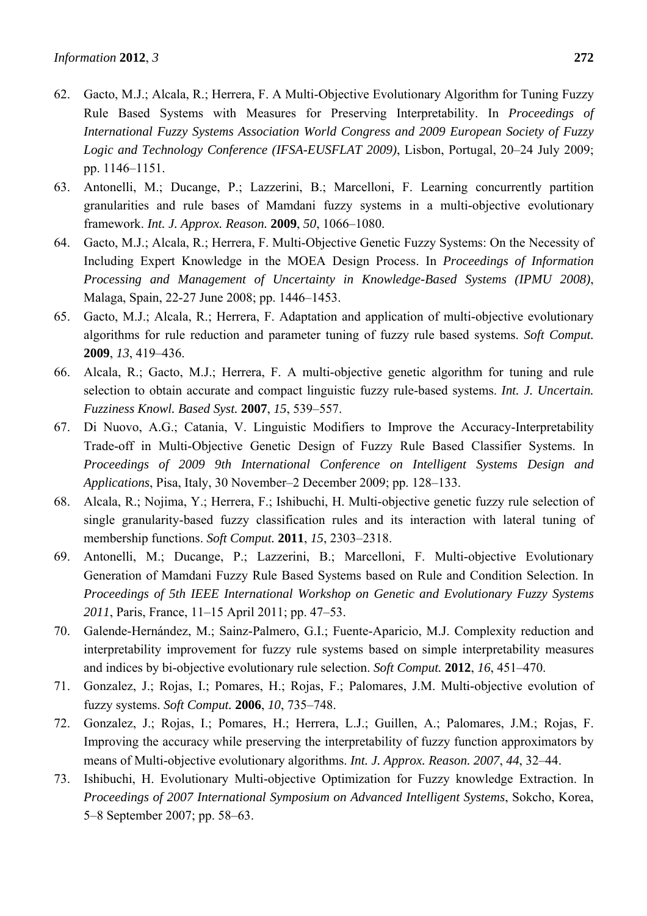62. Gacto, M.J.; Alcala, R.; Herrera, F. A Multi-Objective Evolutionary Algorithm for Tuning Fuzzy Rule Based Systems with Measures for Preserving Interpretability. In *Proceedings of International Fuzzy Systems Association World Congress and 2009 European Society of Fuzzy Logic and Technology Conference (IFSA-EUSFLAT 2009)*, Lisbon, Portugal, 20–24 July 2009; pp. 1146–1151.
63. Antonelli, M.; Ducange, P.; Lazzerini, B.; Marcelloni, F. Learning concurrently partition granularities and rule bases of Mamdani fuzzy systems in a multi-objective evolutionary framework. *Int. J. Approx. Reason.* **2009**, *50*, 1066–1080.
64. Gacto, M.J.; Alcala, R.; Herrera, F. Multi-Objective Genetic Fuzzy Systems: On the Necessity of Including Expert Knowledge in the MOEA Design Process. In *Proceedings of Information Processing and Management of Uncertainty in Knowledge-Based Systems (IPMU 2008)*, Malaga, Spain, 22-27 June 2008; pp. 1446–1453.
65. Gacto, M.J.; Alcala, R.; Herrera, F. Adaptation and application of multi-objective evolutionary algorithms for rule reduction and parameter tuning of fuzzy rule based systems. *Soft Comput.* **2009**, *13*, 419–436.
66. Alcala, R.; Gacto, M.J.; Herrera, F. A multi-objective genetic algorithm for tuning and rule selection to obtain accurate and compact linguistic fuzzy rule-based systems. *Int. J. Uncertain. Fuzziness Knowl. Based Syst.* **2007**, *15*, 539–557.
67. Di Nuovo, A.G.; Catania, V. Linguistic Modifiers to Improve the Accuracy-Interpretability Trade-off in Multi-Objective Genetic Design of Fuzzy Rule Based Classifier Systems. In *Proceedings of 2009 9th International Conference on Intelligent Systems Design and Applications*, Pisa, Italy, 30 November–2 December 2009; pp. 128–133.
68. Alcala, R.; Nojima, Y.; Herrera, F.; Ishibuchi, H. Multi-objective genetic fuzzy rule selection of single granularity-based fuzzy classification rules and its interaction with lateral tuning of membership functions. *Soft Comput.* **2011**, *15*, 2303–2318.
69. Antonelli, M.; Ducange, P.; Lazzerini, B.; Marcelloni, F. Multi-objective Evolutionary Generation of Mamdani Fuzzy Rule Based Systems based on Rule and Condition Selection. In *Proceedings of 5th IEEE International Workshop on Genetic and Evolutionary Fuzzy Systems 2011*, Paris, France, 11–15 April 2011; pp. 47–53.
70. Galende-Hernández, M.; Sainz-Palmero, G.I.; Fuente-Aparicio, M.J. Complexity reduction and interpretability improvement for fuzzy rule systems based on simple interpretability measures and indices by bi-objective evolutionary rule selection. *Soft Comput.* **2012**, *16*, 451–470.
71. Gonzalez, J.; Rojas, I.; Pomares, H.; Rojas, F.; Palomares, J.M. Multi-objective evolution of fuzzy systems. *Soft Comput.* **2006**, *10*, 735–748.
72. Gonzalez, J.; Rojas, I.; Pomares, H.; Herrera, L.J.; Guillen, A.; Palomares, J.M.; Rojas, F. Improving the accuracy while preserving the interpretability of fuzzy function approximators by means of Multi-objective evolutionary algorithms. *Int. J. Approx. Reason. 2007*, *44*, 32–44.
73. Ishibuchi, H. Evolutionary Multi-objective Optimization for Fuzzy knowledge Extraction. In *Proceedings of 2007 International Symposium on Advanced Intelligent Systems*, Sokcho, Korea, 5–8 September 2007; pp. 58–63.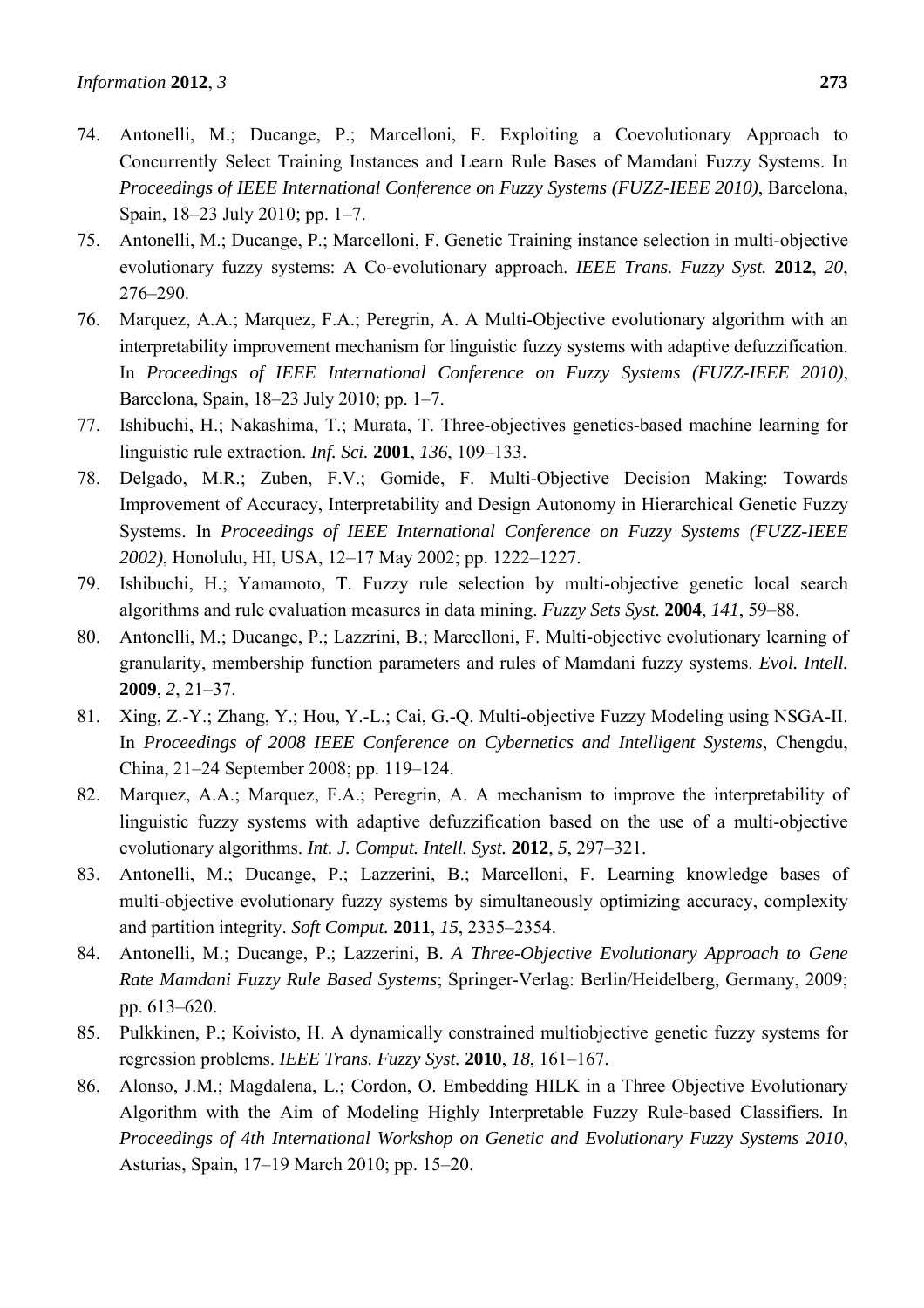74. Antonelli, M.; Ducange, P.; Marcelloni, F. Exploiting a Coevolutionary Approach to Concurrently Select Training Instances and Learn Rule Bases of Mamdani Fuzzy Systems. In *Proceedings of IEEE International Conference on Fuzzy Systems (FUZZ-IEEE 2010)*, Barcelona, Spain, 18–23 July 2010; pp. 1–7.
75. Antonelli, M.; Ducange, P.; Marcelloni, F. Genetic Training instance selection in multi-objective evolutionary fuzzy systems: A Co-evolutionary approach. *IEEE Trans. Fuzzy Syst.* **2012**, *20*, 276–290.
76. Marquez, A.A.; Marquez, F.A.; Peregrin, A. A Multi-Objective evolutionary algorithm with an interpretability improvement mechanism for linguistic fuzzy systems with adaptive defuzzification. In *Proceedings of IEEE International Conference on Fuzzy Systems (FUZZ-IEEE 2010)*, Barcelona, Spain, 18–23 July 2010; pp. 1–7.
77. Ishibuchi, H.; Nakashima, T.; Murata, T. Three-objectives genetics-based machine learning for linguistic rule extraction. *Inf. Sci.* **2001**, *136*, 109–133.
78. Delgado, M.R.; Zuben, F.V.; Gomide, F. Multi-Objective Decision Making: Towards Improvement of Accuracy, Interpretability and Design Autonomy in Hierarchical Genetic Fuzzy Systems. In *Proceedings of IEEE International Conference on Fuzzy Systems (FUZZ-IEEE 2002)*, Honolulu, HI, USA, 12–17 May 2002; pp. 1222–1227.
79. Ishibuchi, H.; Yamamoto, T. Fuzzy rule selection by multi-objective genetic local search algorithms and rule evaluation measures in data mining. *Fuzzy Sets Syst.* **2004**, *141*, 59–88.
80. Antonelli, M.; Ducange, P.; Lazzrini, B.; Mareclloni, F. Multi-objective evolutionary learning of granularity, membership function parameters and rules of Mamdani fuzzy systems. *Evol. Intell.* **2009**, *2*, 21–37.
81. Xing, Z.-Y.; Zhang, Y.; Hou, Y.-L.; Cai, G.-Q. Multi-objective Fuzzy Modeling using NSGA-II. In *Proceedings of 2008 IEEE Conference on Cybernetics and Intelligent Systems*, Chengdu, China, 21–24 September 2008; pp. 119–124.
82. Marquez, A.A.; Marquez, F.A.; Peregrin, A. A mechanism to improve the interpretability of linguistic fuzzy systems with adaptive defuzzification based on the use of a multi-objective evolutionary algorithms. *Int. J. Comput. Intell. Syst.* **2012**, *5*, 297–321.
83. Antonelli, M.; Ducange, P.; Lazzerini, B.; Marcelloni, F. Learning knowledge bases of multi-objective evolutionary fuzzy systems by simultaneously optimizing accuracy, complexity and partition integrity. *Soft Comput.* **2011**, *15*, 2335–2354.
84. Antonelli, M.; Ducange, P.; Lazzerini, B. *A Three-Objective Evolutionary Approach to Gene Rate Mamdani Fuzzy Rule Based Systems*; Springer-Verlag: Berlin/Heidelberg, Germany, 2009; pp. 613–620.
85. Pulkkinen, P.; Koivisto, H. A dynamically constrained multiobjective genetic fuzzy systems for regression problems. *IEEE Trans. Fuzzy Syst.* **2010**, *18*, 161–167.
86. Alonso, J.M.; Magdalena, L.; Cordon, O. Embedding HILK in a Three Objective Evolutionary Algorithm with the Aim of Modeling Highly Interpretable Fuzzy Rule-based Classifiers. In *Proceedings of 4th International Workshop on Genetic and Evolutionary Fuzzy Systems 2010*, Asturias, Spain, 17–19 March 2010; pp. 15–20.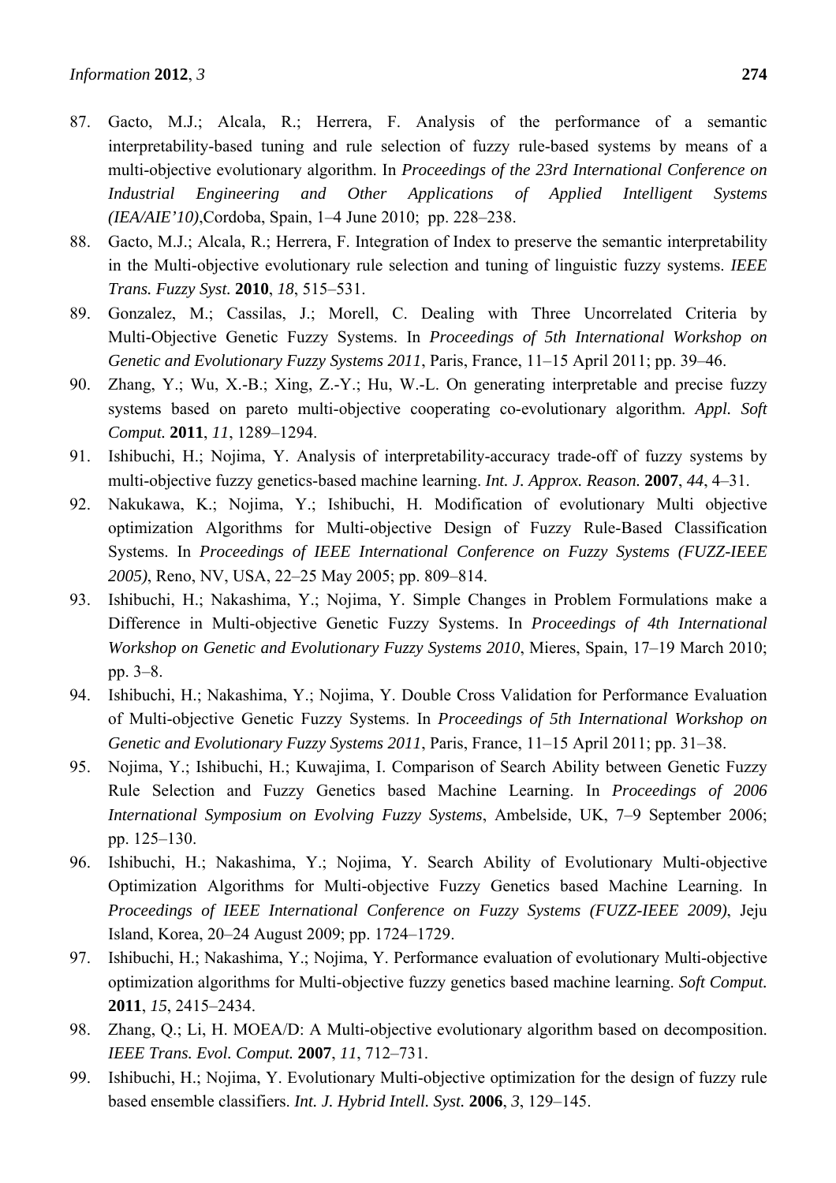87. Gacto, M.J.; Alcala, R.; Herrera, F. Analysis of the performance of a semantic interpretability-based tuning and rule selection of fuzzy rule-based systems by means of a multi-objective evolutionary algorithm. In *Proceedings of the 23rd International Conference on Industrial Engineering and Other Applications of Applied Intelligent Systems (IEA/AIE'10)*,Cordoba, Spain, 1–4 June 2010; pp. 228–238.
88. Gacto, M.J.; Alcala, R.; Herrera, F. Integration of Index to preserve the semantic interpretability in the Multi-objective evolutionary rule selection and tuning of linguistic fuzzy systems. *IEEE Trans. Fuzzy Syst.* **2010**, *18*, 515–531.
89. Gonzalez, M.; Cassilas, J.; Morell, C. Dealing with Three Uncorrelated Criteria by Multi-Objective Genetic Fuzzy Systems. In *Proceedings of 5th International Workshop on Genetic and Evolutionary Fuzzy Systems 2011*, Paris, France, 11–15 April 2011; pp. 39–46.
90. Zhang, Y.; Wu, X.-B.; Xing, Z.-Y.; Hu, W.-L. On generating interpretable and precise fuzzy systems based on pareto multi-objective cooperating co-evolutionary algorithm. *Appl. Soft Comput.* **2011**, *11*, 1289–1294.
91. Ishibuchi, H.; Nojima, Y. Analysis of interpretability-accuracy trade-off of fuzzy systems by multi-objective fuzzy genetics-based machine learning. *Int. J. Approx. Reason.* **2007**, *44*, 4–31.
92. Nakukawa, K.; Nojima, Y.; Ishibuchi, H. Modification of evolutionary Multi objective optimization Algorithms for Multi-objective Design of Fuzzy Rule-Based Classification Systems. In *Proceedings of IEEE International Conference on Fuzzy Systems (FUZZ-IEEE 2005)*, Reno, NV, USA, 22–25 May 2005; pp. 809–814.
93. Ishibuchi, H.; Nakashima, Y.; Nojima, Y. Simple Changes in Problem Formulations make a Difference in Multi-objective Genetic Fuzzy Systems. In *Proceedings of 4th International Workshop on Genetic and Evolutionary Fuzzy Systems 2010*, Mieres, Spain, 17–19 March 2010; pp. 3–8.
94. Ishibuchi, H.; Nakashima, Y.; Nojima, Y. Double Cross Validation for Performance Evaluation of Multi-objective Genetic Fuzzy Systems. In *Proceedings of 5th International Workshop on Genetic and Evolutionary Fuzzy Systems 2011*, Paris, France, 11–15 April 2011; pp. 31–38.
95. Nojima, Y.; Ishibuchi, H.; Kuwajima, I. Comparison of Search Ability between Genetic Fuzzy Rule Selection and Fuzzy Genetics based Machine Learning. In *Proceedings of 2006 International Symposium on Evolving Fuzzy Systems*, Ambelside, UK, 7–9 September 2006; pp. 125–130.
96. Ishibuchi, H.; Nakashima, Y.; Nojima, Y. Search Ability of Evolutionary Multi-objective Optimization Algorithms for Multi-objective Fuzzy Genetics based Machine Learning. In *Proceedings of IEEE International Conference on Fuzzy Systems (FUZZ-IEEE 2009)*, Jeju Island, Korea, 20–24 August 2009; pp. 1724–1729.
97. Ishibuchi, H.; Nakashima, Y.; Nojima, Y. Performance evaluation of evolutionary Multi-objective optimization algorithms for Multi-objective fuzzy genetics based machine learning. *Soft Comput.* **2011**, *15*, 2415–2434.
98. Zhang, Q.; Li, H. MOEA/D: A Multi-objective evolutionary algorithm based on decomposition. *IEEE Trans. Evol. Comput.* **2007**, *11*, 712–731.
99. Ishibuchi, H.; Nojima, Y. Evolutionary Multi-objective optimization for the design of fuzzy rule based ensemble classifiers. *Int. J. Hybrid Intell. Syst.* **2006**, *3*, 129–145.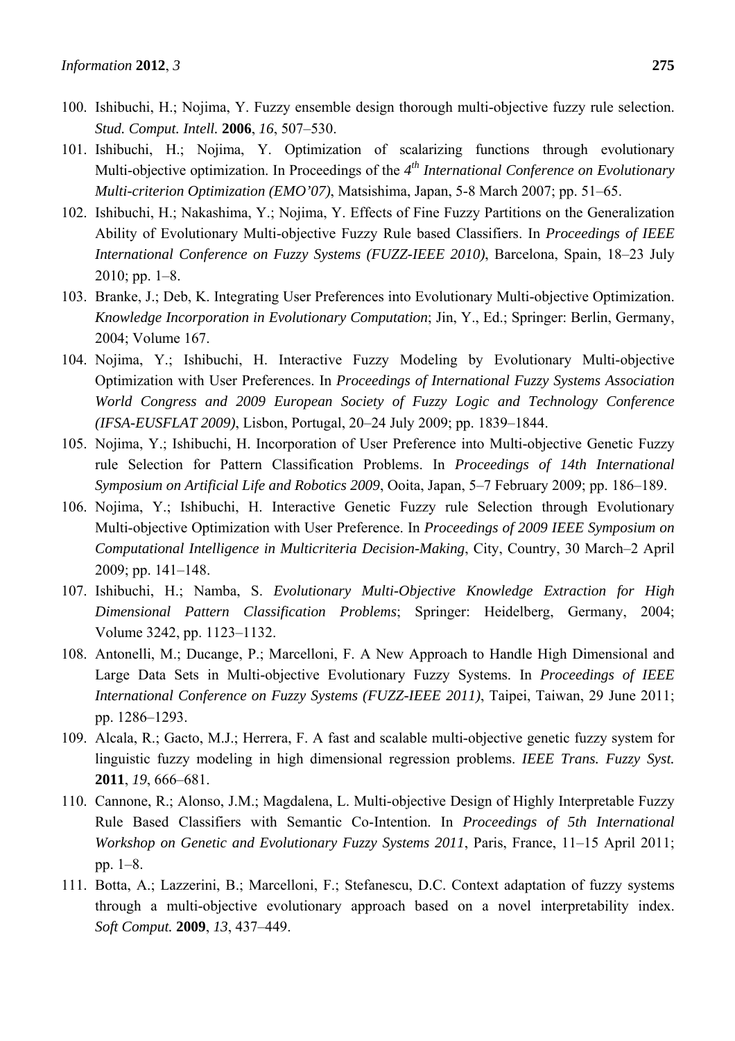100. Ishibuchi, H.; Nojima, Y. Fuzzy ensemble design thorough multi-objective fuzzy rule selection. *Stud. Comput. Intell.* **2006**, *16*, 507–530.
101. Ishibuchi, H.; Nojima, Y. Optimization of scalarizing functions through evolutionary Multi-objective optimization. In Proceedings of the *4th International Conference on Evolutionary Multi-criterion Optimization (EMO'07)*, Matsishima, Japan, 5-8 March 2007; pp. 51–65.
102. Ishibuchi, H.; Nakashima, Y.; Nojima, Y. Effects of Fine Fuzzy Partitions on the Generalization Ability of Evolutionary Multi-objective Fuzzy Rule based Classifiers. In *Proceedings of IEEE International Conference on Fuzzy Systems (FUZZ-IEEE 2010)*, Barcelona, Spain, 18–23 July 2010; pp. 1–8.
103. Branke, J.; Deb, K. Integrating User Preferences into Evolutionary Multi-objective Optimization. *Knowledge Incorporation in Evolutionary Computation*; Jin, Y., Ed.; Springer: Berlin, Germany, 2004; Volume 167.
104. Nojima, Y.; Ishibuchi, H. Interactive Fuzzy Modeling by Evolutionary Multi-objective Optimization with User Preferences. In *Proceedings of International Fuzzy Systems Association World Congress and 2009 European Society of Fuzzy Logic and Technology Conference (IFSA-EUSFLAT 2009)*, Lisbon, Portugal, 20–24 July 2009; pp. 1839–1844.
105. Nojima, Y.; Ishibuchi, H. Incorporation of User Preference into Multi-objective Genetic Fuzzy rule Selection for Pattern Classification Problems. In *Proceedings of 14th International Symposium on Artificial Life and Robotics 2009*, Ooita, Japan, 5–7 February 2009; pp. 186–189.
106. Nojima, Y.; Ishibuchi, H. Interactive Genetic Fuzzy rule Selection through Evolutionary Multi-objective Optimization with User Preference. In *Proceedings of 2009 IEEE Symposium on Computational Intelligence in Multicriteria Decision-Making*, City, Country, 30 March–2 April 2009; pp. 141–148.
107. Ishibuchi, H.; Namba, S. *Evolutionary Multi-Objective Knowledge Extraction for High Dimensional Pattern Classification Problems*; Springer: Heidelberg, Germany, 2004; Volume 3242, pp. 1123–1132.
108. Antonelli, M.; Ducange, P.; Marcelloni, F. A New Approach to Handle High Dimensional and Large Data Sets in Multi-objective Evolutionary Fuzzy Systems. In *Proceedings of IEEE International Conference on Fuzzy Systems (FUZZ-IEEE 2011)*, Taipei, Taiwan, 29 June 2011; pp. 1286–1293.
109. Alcala, R.; Gacto, M.J.; Herrera, F. A fast and scalable multi-objective genetic fuzzy system for linguistic fuzzy modeling in high dimensional regression problems. *IEEE Trans. Fuzzy Syst.* **2011**, *19*, 666–681.
110. Cannone, R.; Alonso, J.M.; Magdalena, L. Multi-objective Design of Highly Interpretable Fuzzy Rule Based Classifiers with Semantic Co-Intention. In *Proceedings of 5th International Workshop on Genetic and Evolutionary Fuzzy Systems 2011*, Paris, France, 11–15 April 2011; pp. 1–8.
111. Botta, A.; Lazzerini, B.; Marcelloni, F.; Stefanescu, D.C. Context adaptation of fuzzy systems through a multi-objective evolutionary approach based on a novel interpretability index. *Soft Comput.* **2009**, *13*, 437–449.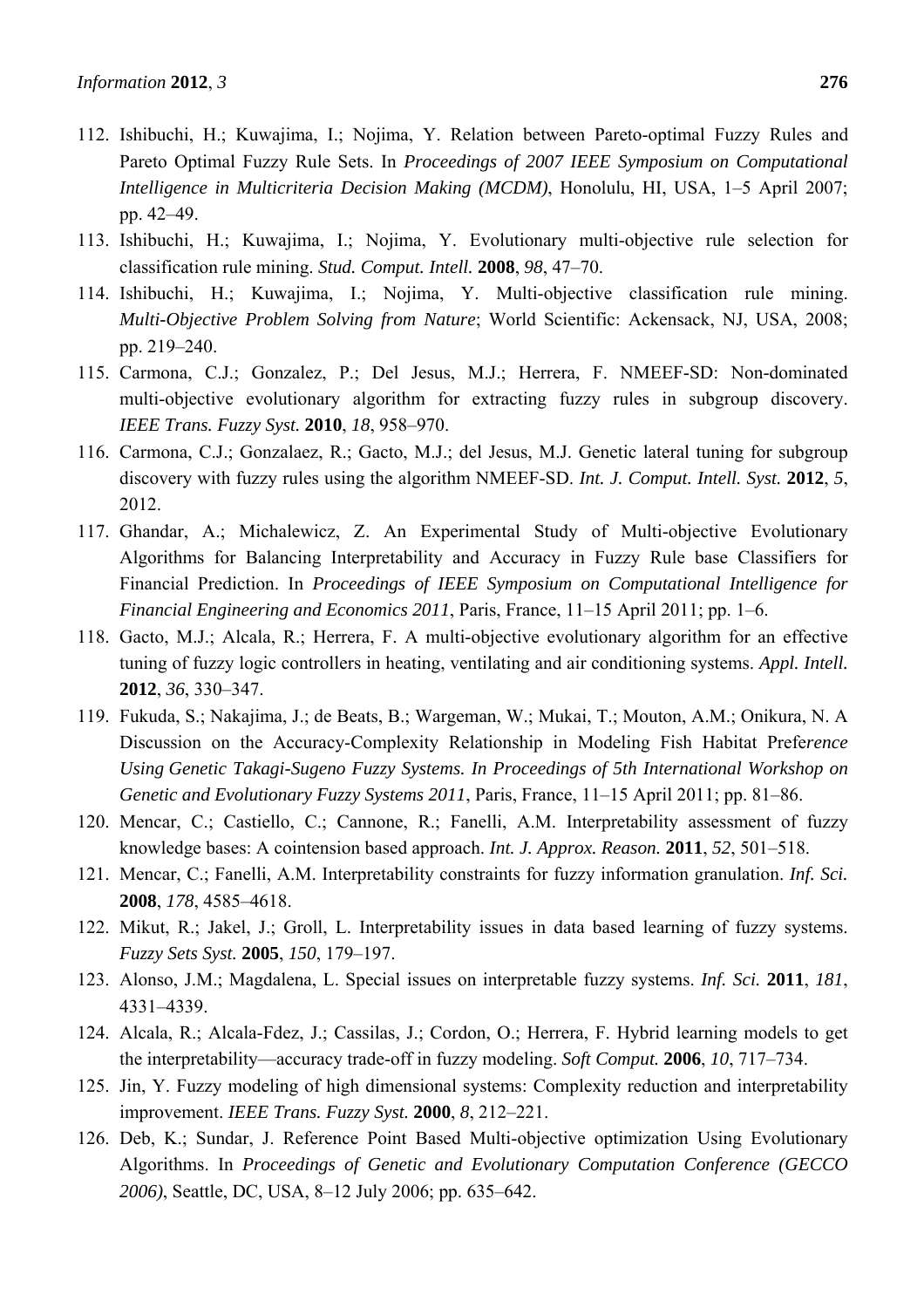112. Ishibuchi, H.; Kuwajima, I.; Nojima, Y. Relation between Pareto-optimal Fuzzy Rules and Pareto Optimal Fuzzy Rule Sets. In *Proceedings of 2007 IEEE Symposium on Computational Intelligence in Multicriteria Decision Making (MCDM)*, Honolulu, HI, USA, 1–5 April 2007; pp. 42–49.
113. Ishibuchi, H.; Kuwajima, I.; Nojima, Y. Evolutionary multi-objective rule selection for classification rule mining. *Stud. Comput. Intell.* **2008**, *98*, 47–70.
114. Ishibuchi, H.; Kuwajima, I.; Nojima, Y. Multi-objective classification rule mining. *Multi-Objective Problem Solving from Nature*; World Scientific: Ackensack, NJ, USA, 2008; pp. 219–240.
115. Carmona, C.J.; Gonzalez, P.; Del Jesus, M.J.; Herrera, F. NMEEF-SD: Non-dominated multi-objective evolutionary algorithm for extracting fuzzy rules in subgroup discovery. *IEEE Trans. Fuzzy Syst.* **2010**, *18*, 958–970.
116. Carmona, C.J.; Gonzalaez, R.; Gacto, M.J.; del Jesus, M.J. Genetic lateral tuning for subgroup discovery with fuzzy rules using the algorithm NMEEF-SD. *Int. J. Comput. Intell. Syst.* **2012**, *5*, 2012.
117. Ghandar, A.; Michalewicz, Z. An Experimental Study of Multi-objective Evolutionary Algorithms for Balancing Interpretability and Accuracy in Fuzzy Rule base Classifiers for Financial Prediction. In *Proceedings of IEEE Symposium on Computational Intelligence for Financial Engineering and Economics 2011*, Paris, France, 11–15 April 2011; pp. 1–6.
118. Gacto, M.J.; Alcala, R.; Herrera, F. A multi-objective evolutionary algorithm for an effective tuning of fuzzy logic controllers in heating, ventilating and air conditioning systems. *Appl. Intell.* **2012**, *36*, 330–347.
119. Fukuda, S.; Nakajima, J.; de Beats, B.; Wargeman, W.; Mukai, T.; Mouton, A.M.; Onikura, N. A Discussion on the Accuracy-Complexity Relationship in Modeling Fish Habitat Pref*erence Using Genetic Takagi-Sugeno Fuzzy Systems. In Proceedings of 5th International Workshop on Genetic and Evolutionary Fuzzy Systems 2011*, Paris, France, 11–15 April 2011; pp. 81–86.
120. Mencar, C.; Castiello, C.; Cannone, R.; Fanelli, A.M. Interpretability assessment of fuzzy knowledge bases: A cointension based approach. *Int. J. Approx. Reason.* **2011**, *52*, 501–518.
121. Mencar, C.; Fanelli, A.M. Interpretability constraints for fuzzy information granulation. *Inf. Sci.* **2008**, *178*, 4585–4618.
122. Mikut, R.; Jakel, J.; Groll, L. Interpretability issues in data based learning of fuzzy systems. *Fuzzy Sets Syst.* **2005**, *150*, 179–197.
123. Alonso, J.M.; Magdalena, L. Special issues on interpretable fuzzy systems. *Inf. Sci.* **2011**, *181*, 4331–4339.
124. Alcala, R.; Alcala-Fdez, J.; Cassilas, J.; Cordon, O.; Herrera, F. Hybrid learning models to get the interpretability—accuracy trade-off in fuzzy modeling. *Soft Comput.* **2006**, *10*, 717–734.
125. Jin, Y. Fuzzy modeling of high dimensional systems: Complexity reduction and interpretability improvement. *IEEE Trans. Fuzzy Syst.* **2000**, *8*, 212–221.
126. Deb, K.; Sundar, J. Reference Point Based Multi-objective optimization Using Evolutionary Algorithms. In *Proceedings of Genetic and Evolutionary Computation Conference (GECCO 2006)*, Seattle, DC, USA, 8–12 July 2006; pp. 635–642.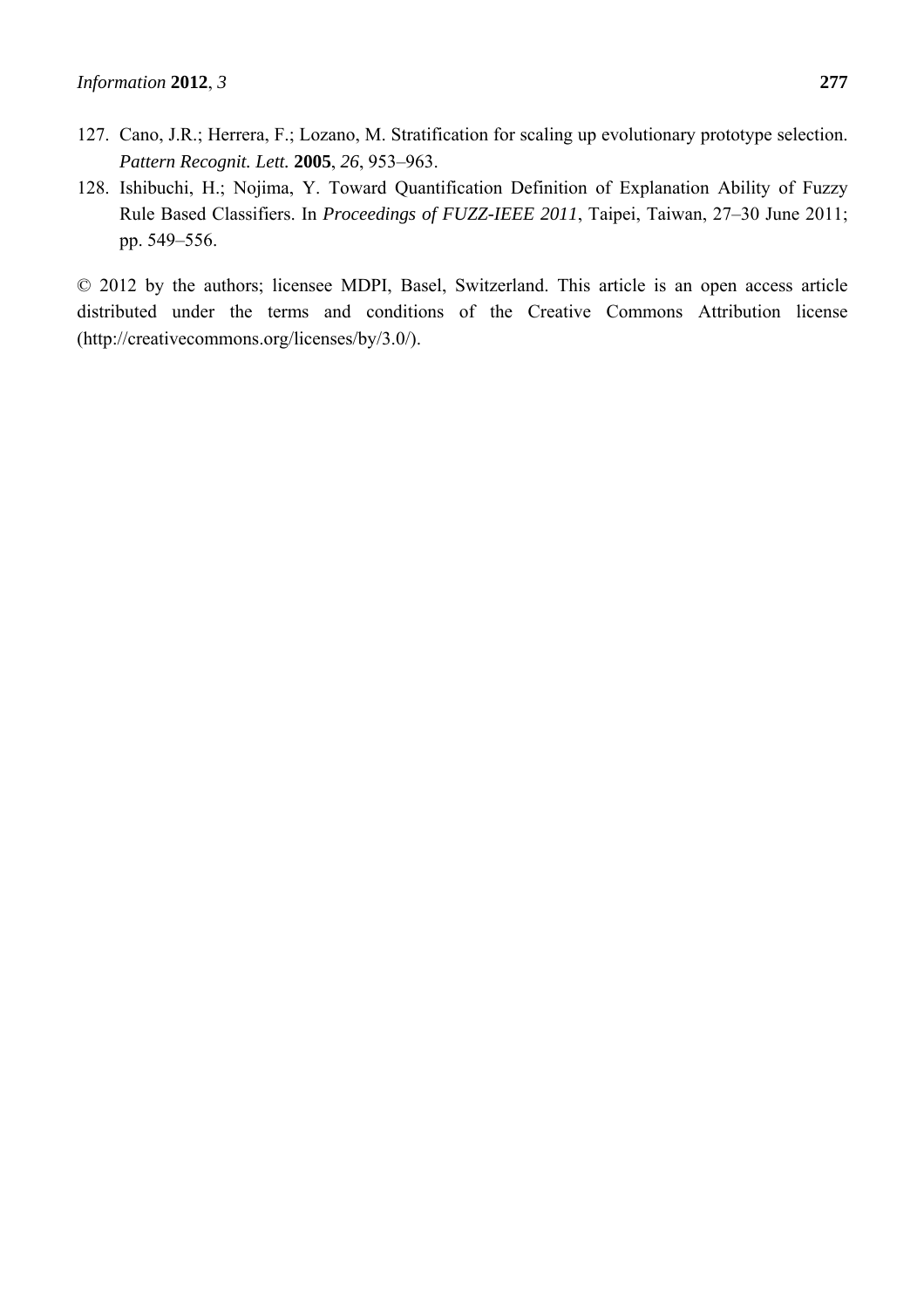127. Cano, J.R.; Herrera, F.; Lozano, M. Stratification for scaling up evolutionary prototype selection. *Pattern Recognit. Lett.* **2005**, *26*, 953–963.
128. Ishibuchi, H.; Nojima, Y. Toward Quantification Definition of Explanation Ability of Fuzzy Rule Based Classifiers. In *Proceedings of FUZZ-IEEE 2011*, Taipei, Taiwan, 27–30 June 2011; pp. 549–556.

© 2012 by the authors; licensee MDPI, Basel, Switzerland. This article is an open access article distributed under the terms and conditions of the Creative Commons Attribution license (http://creativecommons.org/licenses/by/3.0/).